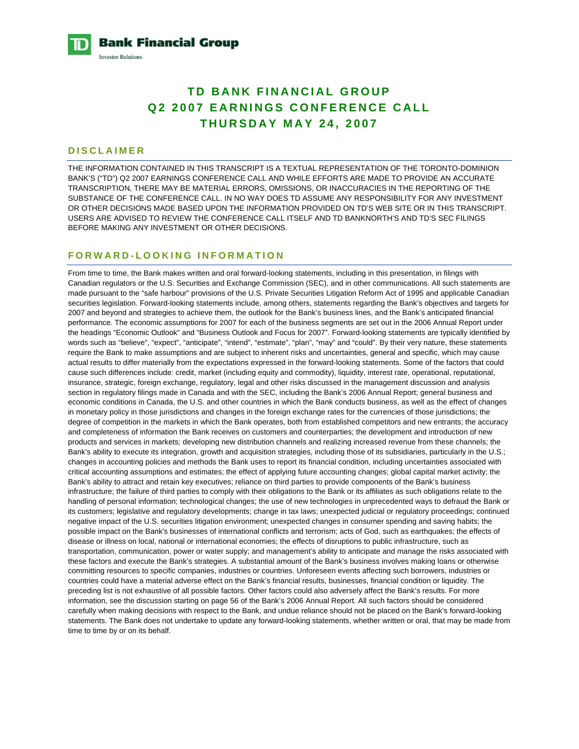**TD Bank Financial Group**
Investor Relations

# TD BANK FINANCIAL GROUP
# Q2 2007 EARNINGS CONFERENCE CALL
# THURSDAY MAY 24, 2007

## DISCLAIMER

THE INFORMATION CONTAINED IN THIS TRANSCRIPT IS A TEXTUAL REPRESENTATION OF THE TORONTO-DOMINION BANK'S ("TD") Q2 2007 EARNINGS CONFERENCE CALL AND WHILE EFFORTS ARE MADE TO PROVIDE AN ACCURATE TRANSCRIPTION, THERE MAY BE MATERIAL ERRORS, OMISSIONS, OR INACCURACIES IN THE REPORTING OF THE SUBSTANCE OF THE CONFERENCE CALL. IN NO WAY DOES TD ASSUME ANY RESPONSIBILITY FOR ANY INVESTMENT OR OTHER DECISIONS MADE BASED UPON THE INFORMATION PROVIDED ON TD'S WEB SITE OR IN THIS TRANSCRIPT. USERS ARE ADVISED TO REVIEW THE CONFERENCE CALL ITSELF AND TD BANKNORTH'S AND TD'S SEC FILINGS BEFORE MAKING ANY INVESTMENT OR OTHER DECISIONS.

## FORWARD-LOOKING INFORMATION

From time to time, the Bank makes written and oral forward-looking statements, including in this presentation, in filings with Canadian regulators or the U.S. Securities and Exchange Commission (SEC), and in other communications. All such statements are made pursuant to the "safe harbour" provisions of the U.S. Private Securities Litigation Reform Act of 1995 and applicable Canadian securities legislation. Forward-looking statements include, among others, statements regarding the Bank's objectives and targets for 2007 and beyond and strategies to achieve them, the outlook for the Bank's business lines, and the Bank's anticipated financial performance. The economic assumptions for 2007 for each of the business segments are set out in the 2006 Annual Report under the headings "Economic Outlook" and "Business Outlook and Focus for 2007". Forward-looking statements are typically identified by words such as "believe", "expect", "anticipate", "intend", "estimate", "plan", "may" and "could". By their very nature, these statements require the Bank to make assumptions and are subject to inherent risks and uncertainties, general and specific, which may cause actual results to differ materially from the expectations expressed in the forward-looking statements. Some of the factors that could cause such differences include: credit, market (including equity and commodity), liquidity, interest rate, operational, reputational, insurance, strategic, foreign exchange, regulatory, legal and other risks discussed in the management discussion and analysis section in regulatory filings made in Canada and with the SEC, including the Bank's 2006 Annual Report; general business and economic conditions in Canada, the U.S. and other countries in which the Bank conducts business, as well as the effect of changes in monetary policy in those jurisdictions and changes in the foreign exchange rates for the currencies of those jurisdictions; the degree of competition in the markets in which the Bank operates, both from established competitors and new entrants; the accuracy and completeness of information the Bank receives on customers and counterparties; the development and introduction of new products and services in markets; developing new distribution channels and realizing increased revenue from these channels; the Bank's ability to execute its integration, growth and acquisition strategies, including those of its subsidiaries, particularly in the U.S.; changes in accounting policies and methods the Bank uses to report its financial condition, including uncertainties associated with critical accounting assumptions and estimates; the effect of applying future accounting changes; global capital market activity; the Bank's ability to attract and retain key executives; reliance on third parties to provide components of the Bank's business infrastructure; the failure of third parties to comply with their obligations to the Bank or its affiliates as such obligations relate to the handling of personal information; technological changes; the use of new technologies in unprecedented ways to defraud the Bank or its customers; legislative and regulatory developments; change in tax laws; unexpected judicial or regulatory proceedings; continued negative impact of the U.S. securities litigation environment; unexpected changes in consumer spending and saving habits; the possible impact on the Bank's businesses of international conflicts and terrorism; acts of God, such as earthquakes; the effects of disease or illness on local, national or international economies; the effects of disruptions to public infrastructure, such as transportation, communication, power or water supply; and management's ability to anticipate and manage the risks associated with these factors and execute the Bank's strategies. A substantial amount of the Bank's business involves making loans or otherwise committing resources to specific companies, industries or countries. Unforeseen events affecting such borrowers, industries or countries could have a material adverse effect on the Bank's financial results, businesses, financial condition or liquidity. The preceding list is not exhaustive of all possible factors. Other factors could also adversely affect the Bank's results. For more information, see the discussion starting on page 56 of the Bank's 2006 Annual Report. All such factors should be considered carefully when making decisions with respect to the Bank, and undue reliance should not be placed on the Bank's forward-looking statements. The Bank does not undertake to update any forward-looking statements, whether written or oral, that may be made from time to time by or on its behalf.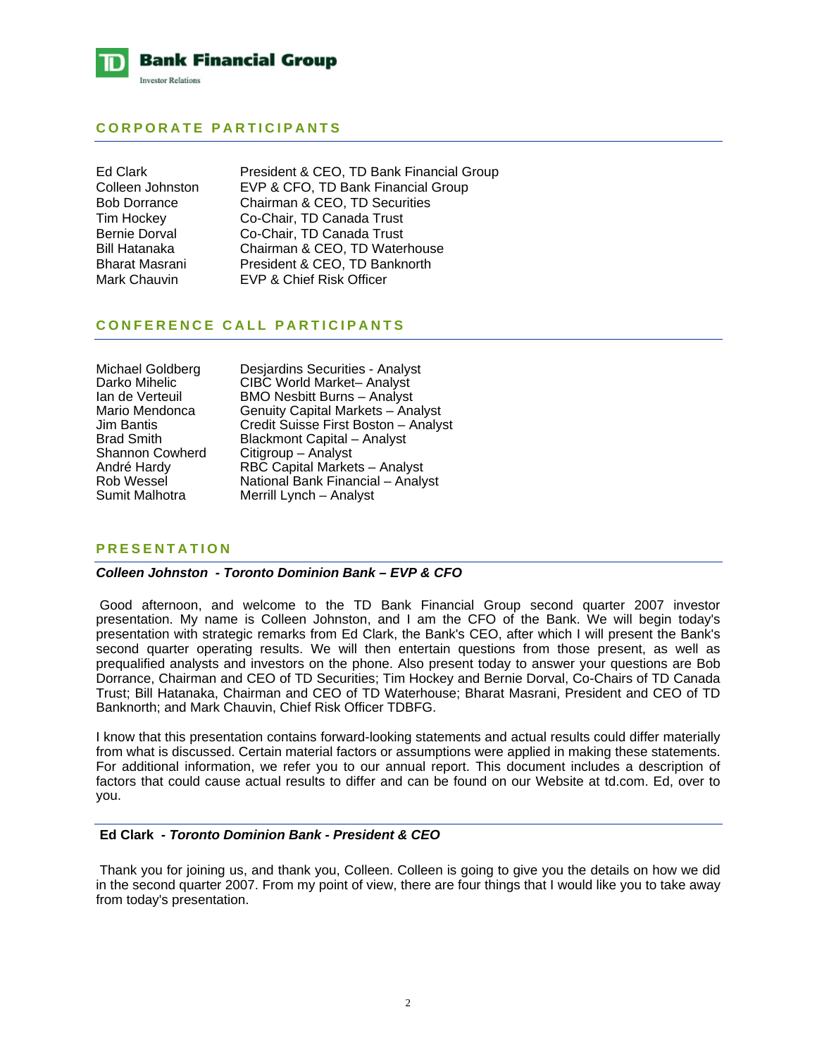## CORPORATE PARTICIPANTS

| | |
|---|---|
| Ed Clark | President & CEO, TD Bank Financial Group |
| Colleen Johnston | EVP & CFO, TD Bank Financial Group |
| Bob Dorrance | Chairman & CEO, TD Securities |
| Tim Hockey | Co-Chair, TD Canada Trust |
| Bernie Dorval | Co-Chair, TD Canada Trust |
| Bill Hatanaka | Chairman & CEO, TD Waterhouse |
| Bharat Masrani | President & CEO, TD Banknorth |
| Mark Chauvin | EVP & Chief Risk Officer |

## CONFERENCE CALL PARTICIPANTS

| | |
|---|---|
| Michael Goldberg | Desjardins Securities - Analyst |
| Darko Mihelic | CIBC World Market– Analyst |
| Ian de Verteuil | BMO Nesbitt Burns – Analyst |
| Mario Mendonca | Genuity Capital Markets – Analyst |
| Jim Bantis | Credit Suisse First Boston – Analyst |
| Brad Smith | Blackmont Capital – Analyst |
| Shannon Cowherd | Citigroup – Analyst |
| André Hardy | RBC Capital Markets – Analyst |
| Rob Wessel | National Bank Financial – Analyst |
| Sumit Malhotra | Merrill Lynch – Analyst |

## PRESENTATION

***Colleen Johnston - Toronto Dominion Bank – EVP & CFO***

Good afternoon, and welcome to the TD Bank Financial Group second quarter 2007 investor presentation. My name is Colleen Johnston, and I am the CFO of the Bank. We will begin today's presentation with strategic remarks from Ed Clark, the Bank's CEO, after which I will present the Bank's second quarter operating results. We will then entertain questions from those present, as well as prequalified analysts and investors on the phone. Also present today to answer your questions are Bob Dorrance, Chairman and CEO of TD Securities; Tim Hockey and Bernie Dorval, Co-Chairs of TD Canada Trust; Bill Hatanaka, Chairman and CEO of TD Waterhouse; Bharat Masrani, President and CEO of TD Banknorth; and Mark Chauvin, Chief Risk Officer TDBFG.

I know that this presentation contains forward-looking statements and actual results could differ materially from what is discussed. Certain material factors or assumptions were applied in making these statements. For additional information, we refer you to our annual report. This document includes a description of factors that could cause actual results to differ and can be found on our Website at td.com. Ed, over to you.

**Ed Clark** ***- Toronto Dominion Bank - President & CEO***

Thank you for joining us, and thank you, Colleen. Colleen is going to give you the details on how we did in the second quarter 2007. From my point of view, there are four things that I would like you to take away from today's presentation.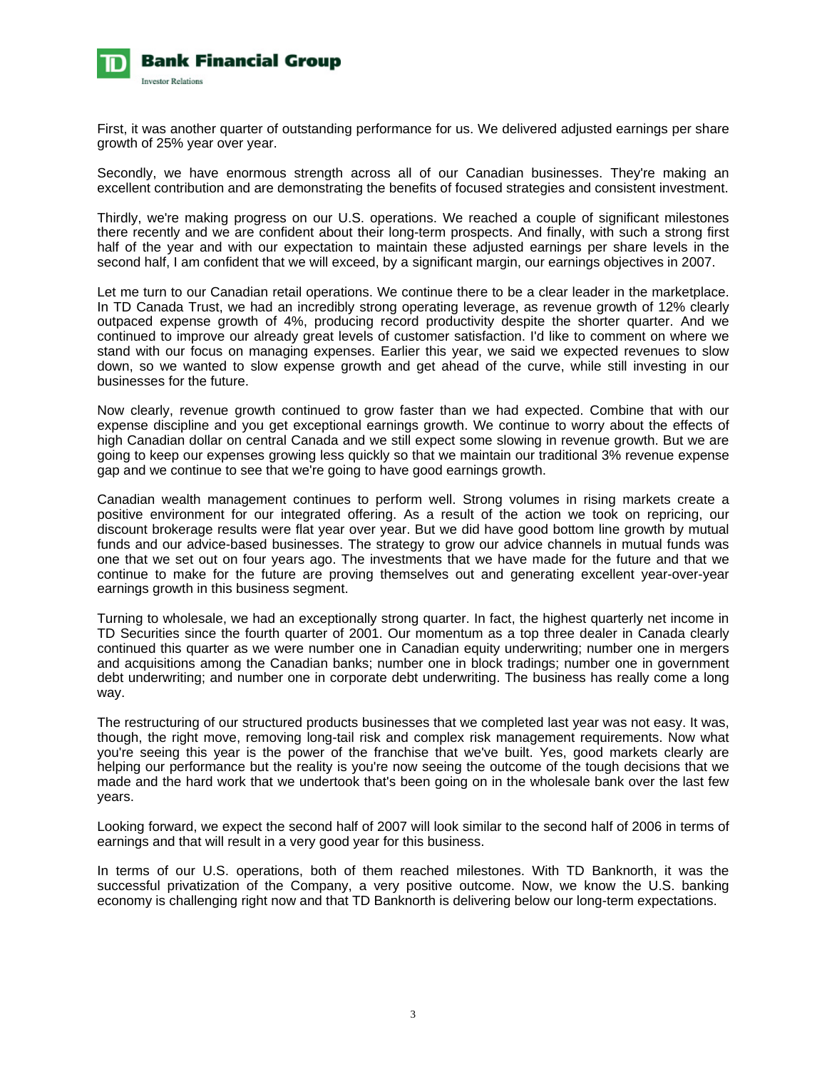First, it was another quarter of outstanding performance for us. We delivered adjusted earnings per share growth of 25% year over year.

Secondly, we have enormous strength across all of our Canadian businesses. They're making an excellent contribution and are demonstrating the benefits of focused strategies and consistent investment.

Thirdly, we're making progress on our U.S. operations. We reached a couple of significant milestones there recently and we are confident about their long-term prospects. And finally, with such a strong first half of the year and with our expectation to maintain these adjusted earnings per share levels in the second half, I am confident that we will exceed, by a significant margin, our earnings objectives in 2007.

Let me turn to our Canadian retail operations. We continue there to be a clear leader in the marketplace. In TD Canada Trust, we had an incredibly strong operating leverage, as revenue growth of 12% clearly outpaced expense growth of 4%, producing record productivity despite the shorter quarter. And we continued to improve our already great levels of customer satisfaction. I'd like to comment on where we stand with our focus on managing expenses. Earlier this year, we said we expected revenues to slow down, so we wanted to slow expense growth and get ahead of the curve, while still investing in our businesses for the future.

Now clearly, revenue growth continued to grow faster than we had expected. Combine that with our expense discipline and you get exceptional earnings growth. We continue to worry about the effects of high Canadian dollar on central Canada and we still expect some slowing in revenue growth. But we are going to keep our expenses growing less quickly so that we maintain our traditional 3% revenue expense gap and we continue to see that we're going to have good earnings growth.

Canadian wealth management continues to perform well. Strong volumes in rising markets create a positive environment for our integrated offering. As a result of the action we took on repricing, our discount brokerage results were flat year over year. But we did have good bottom line growth by mutual funds and our advice-based businesses. The strategy to grow our advice channels in mutual funds was one that we set out on four years ago. The investments that we have made for the future and that we continue to make for the future are proving themselves out and generating excellent year-over-year earnings growth in this business segment.

Turning to wholesale, we had an exceptionally strong quarter. In fact, the highest quarterly net income in TD Securities since the fourth quarter of 2001. Our momentum as a top three dealer in Canada clearly continued this quarter as we were number one in Canadian equity underwriting; number one in mergers and acquisitions among the Canadian banks; number one in block tradings; number one in government debt underwriting; and number one in corporate debt underwriting. The business has really come a long way.

The restructuring of our structured products businesses that we completed last year was not easy. It was, though, the right move, removing long-tail risk and complex risk management requirements. Now what you're seeing this year is the power of the franchise that we've built. Yes, good markets clearly are helping our performance but the reality is you're now seeing the outcome of the tough decisions that we made and the hard work that we undertook that's been going on in the wholesale bank over the last few years.

Looking forward, we expect the second half of 2007 will look similar to the second half of 2006 in terms of earnings and that will result in a very good year for this business.

In terms of our U.S. operations, both of them reached milestones. With TD Banknorth, it was the successful privatization of the Company, a very positive outcome. Now, we know the U.S. banking economy is challenging right now and that TD Banknorth is delivering below our long-term expectations.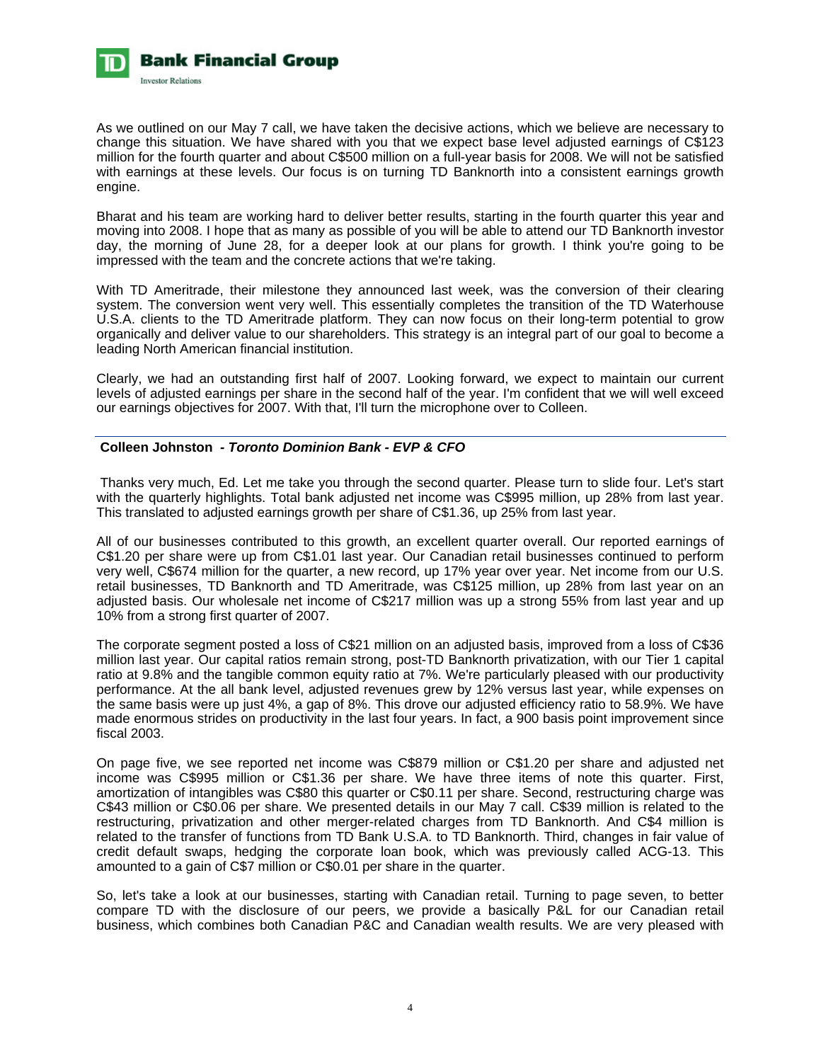As we outlined on our May 7 call, we have taken the decisive actions, which we believe are necessary to change this situation. We have shared with you that we expect base level adjusted earnings of C$123 million for the fourth quarter and about C$500 million on a full-year basis for 2008. We will not be satisfied with earnings at these levels. Our focus is on turning TD Banknorth into a consistent earnings growth engine.

Bharat and his team are working hard to deliver better results, starting in the fourth quarter this year and moving into 2008. I hope that as many as possible of you will be able to attend our TD Banknorth investor day, the morning of June 28, for a deeper look at our plans for growth. I think you're going to be impressed with the team and the concrete actions that we're taking.

With TD Ameritrade, their milestone they announced last week, was the conversion of their clearing system. The conversion went very well. This essentially completes the transition of the TD Waterhouse U.S.A. clients to the TD Ameritrade platform. They can now focus on their long-term potential to grow organically and deliver value to our shareholders. This strategy is an integral part of our goal to become a leading North American financial institution.

Clearly, we had an outstanding first half of 2007. Looking forward, we expect to maintain our current levels of adjusted earnings per share in the second half of the year. I'm confident that we will well exceed our earnings objectives for 2007. With that, I'll turn the microphone over to Colleen.

**Colleen Johnston - *Toronto Dominion Bank - EVP & CFO***

Thanks very much, Ed. Let me take you through the second quarter. Please turn to slide four. Let's start with the quarterly highlights. Total bank adjusted net income was C$995 million, up 28% from last year. This translated to adjusted earnings growth per share of C$1.36, up 25% from last year.

All of our businesses contributed to this growth, an excellent quarter overall. Our reported earnings of C$1.20 per share were up from C$1.01 last year. Our Canadian retail businesses continued to perform very well, C$674 million for the quarter, a new record, up 17% year over year. Net income from our U.S. retail businesses, TD Banknorth and TD Ameritrade, was C$125 million, up 28% from last year on an adjusted basis. Our wholesale net income of C$217 million was up a strong 55% from last year and up 10% from a strong first quarter of 2007.

The corporate segment posted a loss of C$21 million on an adjusted basis, improved from a loss of C$36 million last year. Our capital ratios remain strong, post-TD Banknorth privatization, with our Tier 1 capital ratio at 9.8% and the tangible common equity ratio at 7%. We're particularly pleased with our productivity performance. At the all bank level, adjusted revenues grew by 12% versus last year, while expenses on the same basis were up just 4%, a gap of 8%. This drove our adjusted efficiency ratio to 58.9%. We have made enormous strides on productivity in the last four years. In fact, a 900 basis point improvement since fiscal 2003.

On page five, we see reported net income was C$879 million or C$1.20 per share and adjusted net income was C$995 million or C$1.36 per share. We have three items of note this quarter. First, amortization of intangibles was C$80 this quarter or C$0.11 per share. Second, restructuring charge was C$43 million or C$0.06 per share. We presented details in our May 7 call. C$39 million is related to the restructuring, privatization and other merger-related charges from TD Banknorth. And C$4 million is related to the transfer of functions from TD Bank U.S.A. to TD Banknorth. Third, changes in fair value of credit default swaps, hedging the corporate loan book, which was previously called ACG-13. This amounted to a gain of C$7 million or C$0.01 per share in the quarter.

So, let's take a look at our businesses, starting with Canadian retail. Turning to page seven, to better compare TD with the disclosure of our peers, we provide a basically P&L for our Canadian retail business, which combines both Canadian P&C and Canadian wealth results. We are very pleased with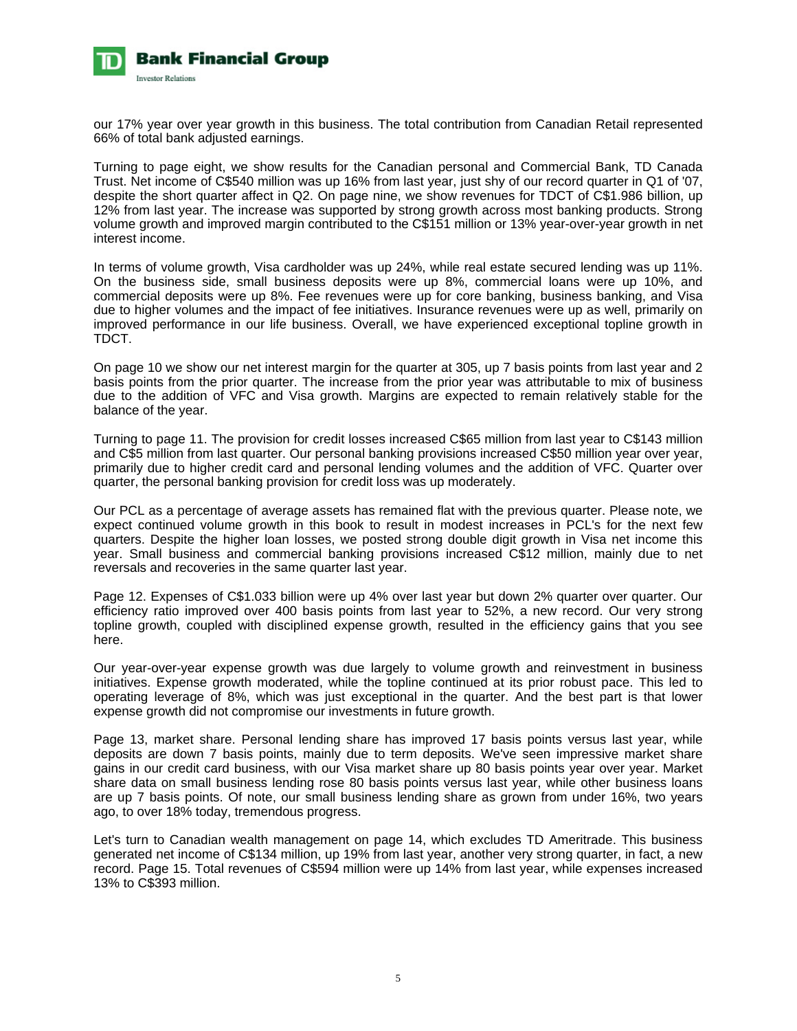our 17% year over year growth in this business. The total contribution from Canadian Retail represented 66% of total bank adjusted earnings.

Turning to page eight, we show results for the Canadian personal and Commercial Bank, TD Canada Trust. Net income of C$540 million was up 16% from last year, just shy of our record quarter in Q1 of '07, despite the short quarter affect in Q2. On page nine, we show revenues for TDCT of C$1.986 billion, up 12% from last year. The increase was supported by strong growth across most banking products. Strong volume growth and improved margin contributed to the C$151 million or 13% year-over-year growth in net interest income.

In terms of volume growth, Visa cardholder was up 24%, while real estate secured lending was up 11%. On the business side, small business deposits were up 8%, commercial loans were up 10%, and commercial deposits were up 8%. Fee revenues were up for core banking, business banking, and Visa due to higher volumes and the impact of fee initiatives. Insurance revenues were up as well, primarily on improved performance in our life business. Overall, we have experienced exceptional topline growth in TDCT.

On page 10 we show our net interest margin for the quarter at 305, up 7 basis points from last year and 2 basis points from the prior quarter. The increase from the prior year was attributable to mix of business due to the addition of VFC and Visa growth. Margins are expected to remain relatively stable for the balance of the year.

Turning to page 11. The provision for credit losses increased C$65 million from last year to C$143 million and C$5 million from last quarter. Our personal banking provisions increased C$50 million year over year, primarily due to higher credit card and personal lending volumes and the addition of VFC. Quarter over quarter, the personal banking provision for credit loss was up moderately.

Our PCL as a percentage of average assets has remained flat with the previous quarter. Please note, we expect continued volume growth in this book to result in modest increases in PCL's for the next few quarters. Despite the higher loan losses, we posted strong double digit growth in Visa net income this year. Small business and commercial banking provisions increased C$12 million, mainly due to net reversals and recoveries in the same quarter last year.

Page 12. Expenses of C$1.033 billion were up 4% over last year but down 2% quarter over quarter. Our efficiency ratio improved over 400 basis points from last year to 52%, a new record. Our very strong topline growth, coupled with disciplined expense growth, resulted in the efficiency gains that you see here.

Our year-over-year expense growth was due largely to volume growth and reinvestment in business initiatives. Expense growth moderated, while the topline continued at its prior robust pace. This led to operating leverage of 8%, which was just exceptional in the quarter. And the best part is that lower expense growth did not compromise our investments in future growth.

Page 13, market share. Personal lending share has improved 17 basis points versus last year, while deposits are down 7 basis points, mainly due to term deposits. We've seen impressive market share gains in our credit card business, with our Visa market share up 80 basis points year over year. Market share data on small business lending rose 80 basis points versus last year, while other business loans are up 7 basis points. Of note, our small business lending share as grown from under 16%, two years ago, to over 18% today, tremendous progress.

Let's turn to Canadian wealth management on page 14, which excludes TD Ameritrade. This business generated net income of C$134 million, up 19% from last year, another very strong quarter, in fact, a new record. Page 15. Total revenues of C$594 million were up 14% from last year, while expenses increased 13% to C$393 million.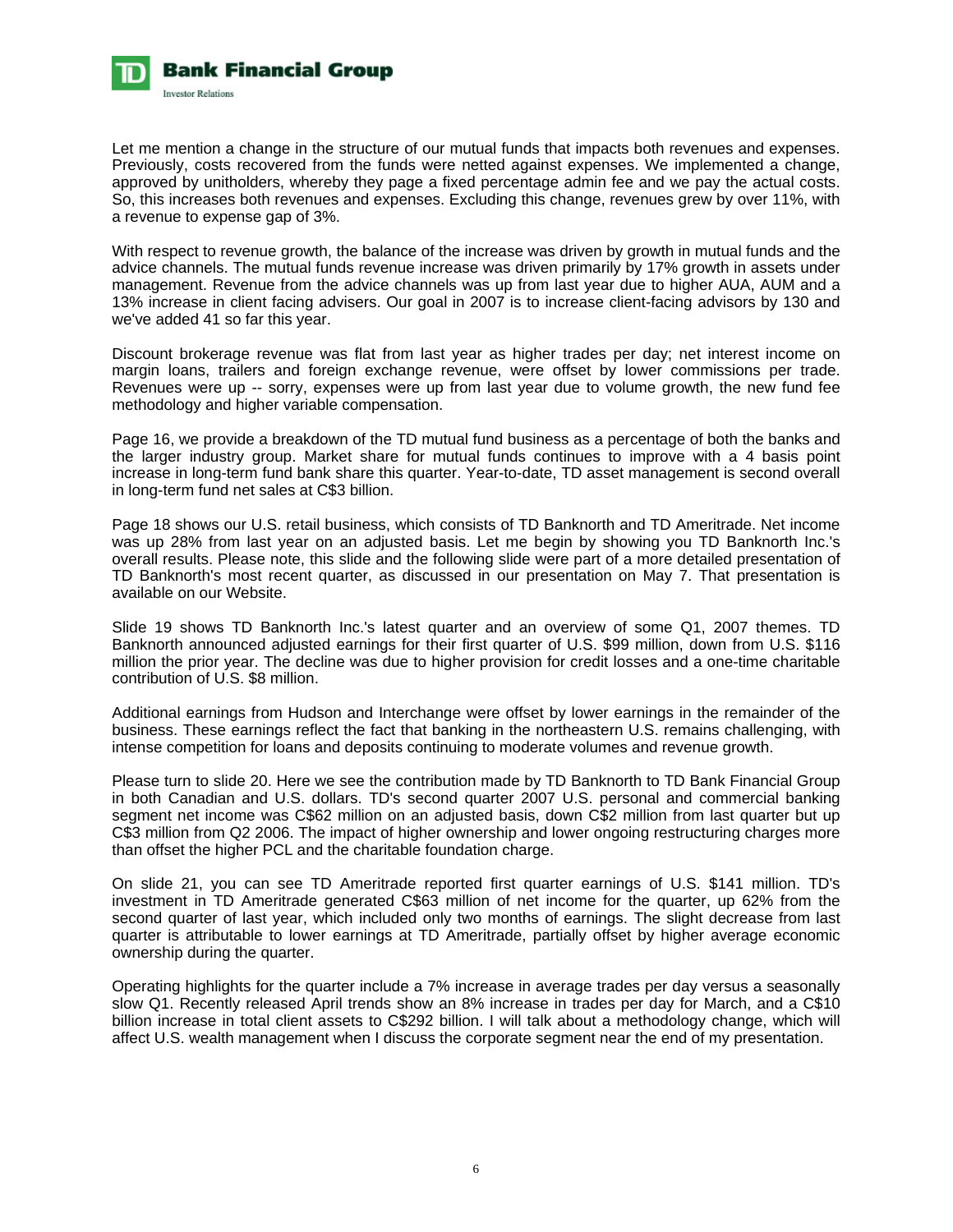Let me mention a change in the structure of our mutual funds that impacts both revenues and expenses. Previously, costs recovered from the funds were netted against expenses. We implemented a change, approved by unitholders, whereby they page a fixed percentage admin fee and we pay the actual costs. So, this increases both revenues and expenses. Excluding this change, revenues grew by over 11%, with a revenue to expense gap of 3%.

With respect to revenue growth, the balance of the increase was driven by growth in mutual funds and the advice channels. The mutual funds revenue increase was driven primarily by 17% growth in assets under management. Revenue from the advice channels was up from last year due to higher AUA, AUM and a 13% increase in client facing advisers. Our goal in 2007 is to increase client-facing advisors by 130 and we've added 41 so far this year.

Discount brokerage revenue was flat from last year as higher trades per day; net interest income on margin loans, trailers and foreign exchange revenue, were offset by lower commissions per trade. Revenues were up -- sorry, expenses were up from last year due to volume growth, the new fund fee methodology and higher variable compensation.

Page 16, we provide a breakdown of the TD mutual fund business as a percentage of both the banks and the larger industry group. Market share for mutual funds continues to improve with a 4 basis point increase in long-term fund bank share this quarter. Year-to-date, TD asset management is second overall in long-term fund net sales at C$3 billion.

Page 18 shows our U.S. retail business, which consists of TD Banknorth and TD Ameritrade. Net income was up 28% from last year on an adjusted basis. Let me begin by showing you TD Banknorth Inc.'s overall results. Please note, this slide and the following slide were part of a more detailed presentation of TD Banknorth's most recent quarter, as discussed in our presentation on May 7. That presentation is available on our Website.

Slide 19 shows TD Banknorth Inc.'s latest quarter and an overview of some Q1, 2007 themes. TD Banknorth announced adjusted earnings for their first quarter of U.S. $99 million, down from U.S. $116 million the prior year. The decline was due to higher provision for credit losses and a one-time charitable contribution of U.S. $8 million.

Additional earnings from Hudson and Interchange were offset by lower earnings in the remainder of the business. These earnings reflect the fact that banking in the northeastern U.S. remains challenging, with intense competition for loans and deposits continuing to moderate volumes and revenue growth.

Please turn to slide 20. Here we see the contribution made by TD Banknorth to TD Bank Financial Group in both Canadian and U.S. dollars. TD's second quarter 2007 U.S. personal and commercial banking segment net income was C$62 million on an adjusted basis, down C$2 million from last quarter but up C$3 million from Q2 2006. The impact of higher ownership and lower ongoing restructuring charges more than offset the higher PCL and the charitable foundation charge.

On slide 21, you can see TD Ameritrade reported first quarter earnings of U.S. $141 million. TD's investment in TD Ameritrade generated C$63 million of net income for the quarter, up 62% from the second quarter of last year, which included only two months of earnings. The slight decrease from last quarter is attributable to lower earnings at TD Ameritrade, partially offset by higher average economic ownership during the quarter.

Operating highlights for the quarter include a 7% increase in average trades per day versus a seasonally slow Q1. Recently released April trends show an 8% increase in trades per day for March, and a C$10 billion increase in total client assets to C$292 billion. I will talk about a methodology change, which will affect U.S. wealth management when I discuss the corporate segment near the end of my presentation.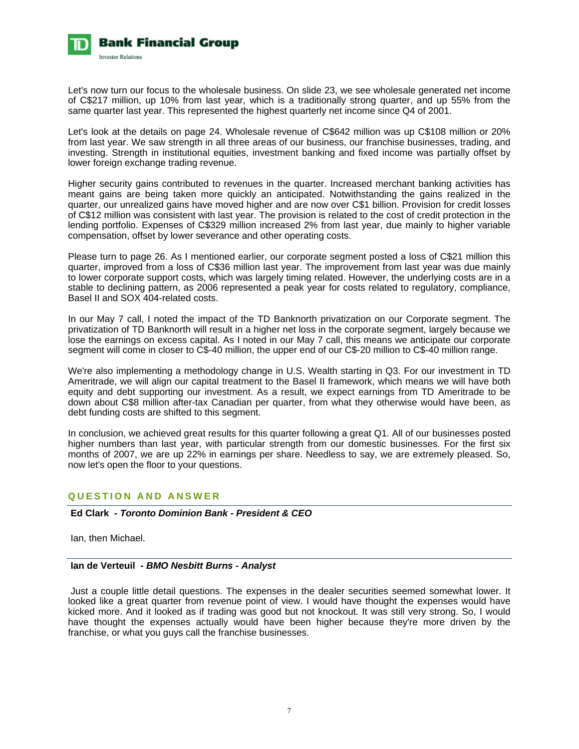Let's now turn our focus to the wholesale business. On slide 23, we see wholesale generated net income of C$217 million, up 10% from last year, which is a traditionally strong quarter, and up 55% from the same quarter last year. This represented the highest quarterly net income since Q4 of 2001.

Let's look at the details on page 24. Wholesale revenue of C$642 million was up C$108 million or 20% from last year. We saw strength in all three areas of our business, our franchise businesses, trading, and investing. Strength in institutional equities, investment banking and fixed income was partially offset by lower foreign exchange trading revenue.

Higher security gains contributed to revenues in the quarter. Increased merchant banking activities has meant gains are being taken more quickly an anticipated. Notwithstanding the gains realized in the quarter, our unrealized gains have moved higher and are now over C$1 billion. Provision for credit losses of C$12 million was consistent with last year. The provision is related to the cost of credit protection in the lending portfolio. Expenses of C$329 million increased 2% from last year, due mainly to higher variable compensation, offset by lower severance and other operating costs.

Please turn to page 26. As I mentioned earlier, our corporate segment posted a loss of C$21 million this quarter, improved from a loss of C$36 million last year. The improvement from last year was due mainly to lower corporate support costs, which was largely timing related. However, the underlying costs are in a stable to declining pattern, as 2006 represented a peak year for costs related to regulatory, compliance, Basel II and SOX 404-related costs.

In our May 7 call, I noted the impact of the TD Banknorth privatization on our Corporate segment. The privatization of TD Banknorth will result in a higher net loss in the corporate segment, largely because we lose the earnings on excess capital. As I noted in our May 7 call, this means we anticipate our corporate segment will come in closer to C$-40 million, the upper end of our C$-20 million to C$-40 million range.

We're also implementing a methodology change in U.S. Wealth starting in Q3. For our investment in TD Ameritrade, we will align our capital treatment to the Basel II framework, which means we will have both equity and debt supporting our investment. As a result, we expect earnings from TD Ameritrade to be down about C$8 million after-tax Canadian per quarter, from what they otherwise would have been, as debt funding costs are shifted to this segment.

In conclusion, we achieved great results for this quarter following a great Q1. All of our businesses posted higher numbers than last year, with particular strength from our domestic businesses. For the first six months of 2007, we are up 22% in earnings per share. Needless to say, we are extremely pleased. So, now let's open the floor to your questions.

## QUESTION AND ANSWER

**Ed Clark - *Toronto Dominion Bank - President & CEO***

Ian, then Michael.

**Ian de Verteuil - *BMO Nesbitt Burns - Analyst***

Just a couple little detail questions. The expenses in the dealer securities seemed somewhat lower. It looked like a great quarter from revenue point of view. I would have thought the expenses would have kicked more. And it looked as if trading was good but not knockout. It was still very strong. So, I would have thought the expenses actually would have been higher because they're more driven by the franchise, or what you guys call the franchise businesses.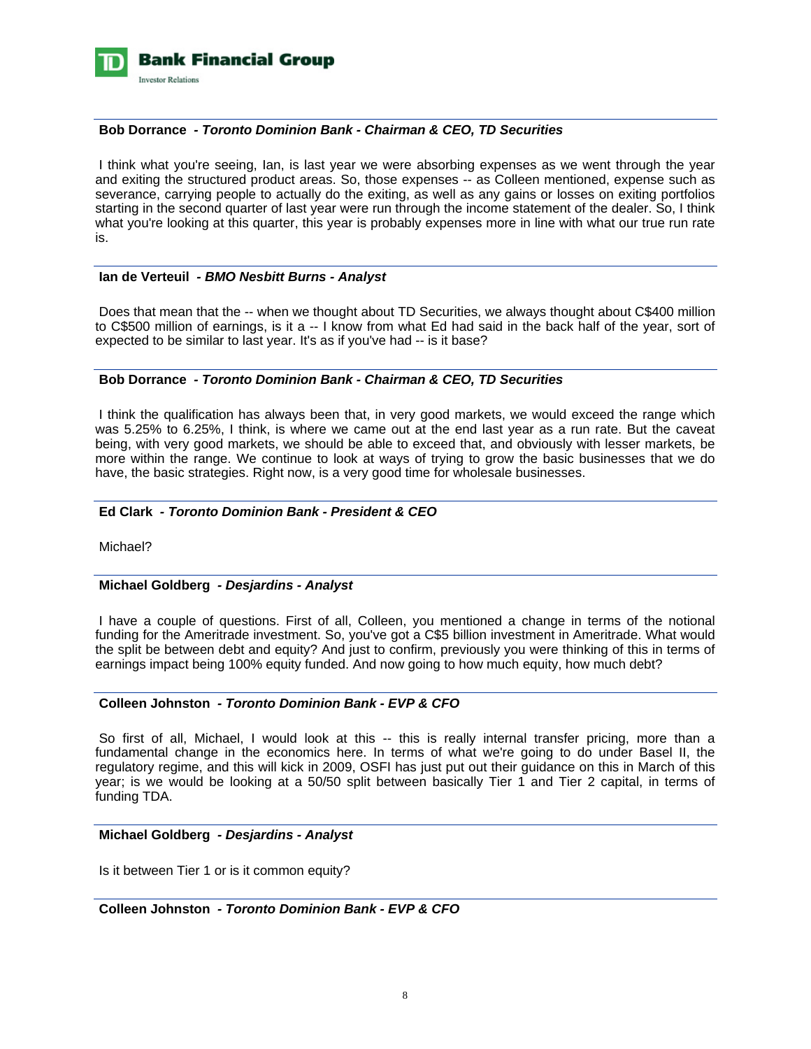**Bob Dorrance** - ***Toronto Dominion Bank - Chairman & CEO, TD Securities***

I think what you're seeing, Ian, is last year we were absorbing expenses as we went through the year and exiting the structured product areas. So, those expenses -- as Colleen mentioned, expense such as severance, carrying people to actually do the exiting, as well as any gains or losses on exiting portfolios starting in the second quarter of last year were run through the income statement of the dealer. So, I think what you're looking at this quarter, this year is probably expenses more in line with what our true run rate is.

**Ian de Verteuil** - ***BMO Nesbitt Burns - Analyst***

Does that mean that the -- when we thought about TD Securities, we always thought about C$400 million to C$500 million of earnings, is it a -- I know from what Ed had said in the back half of the year, sort of expected to be similar to last year. It's as if you've had -- is it base?

**Bob Dorrance** - ***Toronto Dominion Bank - Chairman & CEO, TD Securities***

I think the qualification has always been that, in very good markets, we would exceed the range which was 5.25% to 6.25%, I think, is where we came out at the end last year as a run rate. But the caveat being, with very good markets, we should be able to exceed that, and obviously with lesser markets, be more within the range. We continue to look at ways of trying to grow the basic businesses that we do have, the basic strategies. Right now, is a very good time for wholesale businesses.

**Ed Clark** - ***Toronto Dominion Bank - President & CEO***

Michael?

**Michael Goldberg** - ***Desjardins - Analyst***

I have a couple of questions. First of all, Colleen, you mentioned a change in terms of the notional funding for the Ameritrade investment. So, you've got a C$5 billion investment in Ameritrade. What would the split be between debt and equity? And just to confirm, previously you were thinking of this in terms of earnings impact being 100% equity funded. And now going to how much equity, how much debt?

**Colleen Johnston** - ***Toronto Dominion Bank - EVP & CFO***

So first of all, Michael, I would look at this -- this is really internal transfer pricing, more than a fundamental change in the economics here. In terms of what we're going to do under Basel II, the regulatory regime, and this will kick in 2009, OSFI has just put out their guidance on this in March of this year; is we would be looking at a 50/50 split between basically Tier 1 and Tier 2 capital, in terms of funding TDA.

**Michael Goldberg** - ***Desjardins - Analyst***

Is it between Tier 1 or is it common equity?

**Colleen Johnston** - ***Toronto Dominion Bank - EVP & CFO***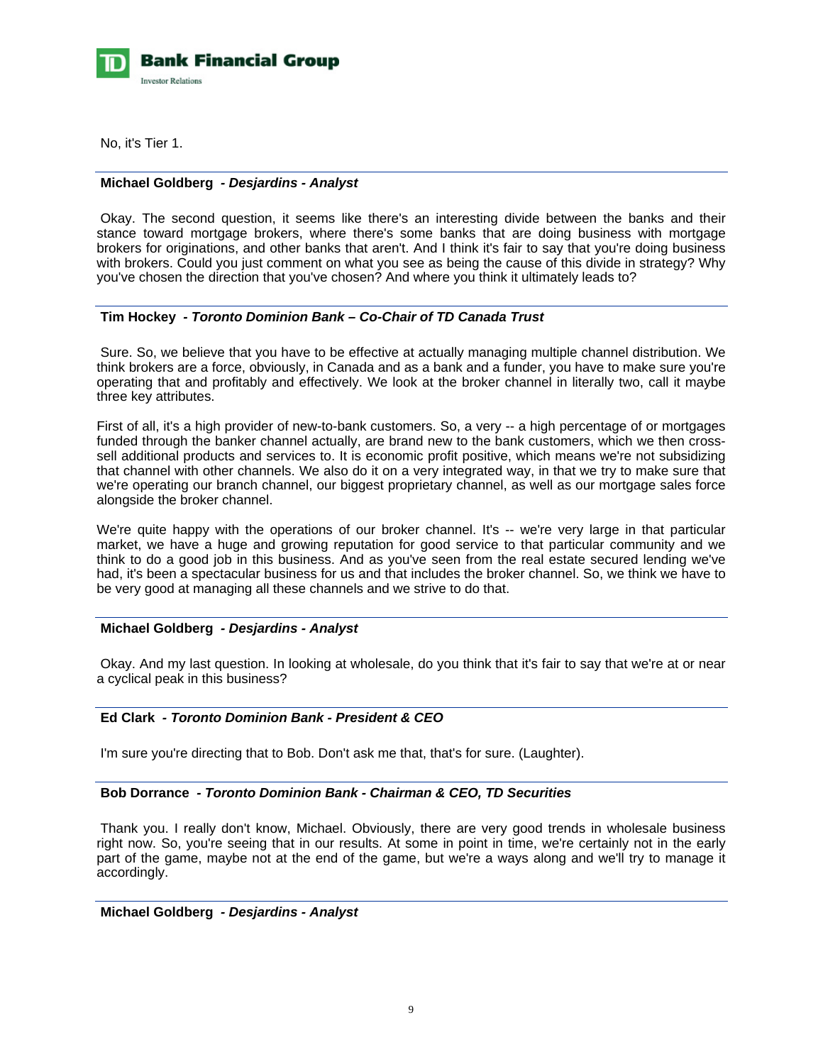No, it's Tier 1.

**Michael Goldberg** *- Desjardins - Analyst*

Okay. The second question, it seems like there's an interesting divide between the banks and their stance toward mortgage brokers, where there's some banks that are doing business with mortgage brokers for originations, and other banks that aren't. And I think it's fair to say that you're doing business with brokers. Could you just comment on what you see as being the cause of this divide in strategy? Why you've chosen the direction that you've chosen? And where you think it ultimately leads to?

**Tim Hockey** *- Toronto Dominion Bank – Co-Chair of TD Canada Trust*

Sure. So, we believe that you have to be effective at actually managing multiple channel distribution. We think brokers are a force, obviously, in Canada and as a bank and a funder, you have to make sure you're operating that and profitably and effectively. We look at the broker channel in literally two, call it maybe three key attributes.

First of all, it's a high provider of new-to-bank customers. So, a very -- a high percentage of or mortgages funded through the banker channel actually, are brand new to the bank customers, which we then cross-sell additional products and services to. It is economic profit positive, which means we're not subsidizing that channel with other channels. We also do it on a very integrated way, in that we try to make sure that we're operating our branch channel, our biggest proprietary channel, as well as our mortgage sales force alongside the broker channel.

We're quite happy with the operations of our broker channel. It's -- we're very large in that particular market, we have a huge and growing reputation for good service to that particular community and we think to do a good job in this business. And as you've seen from the real estate secured lending we've had, it's been a spectacular business for us and that includes the broker channel. So, we think we have to be very good at managing all these channels and we strive to do that.

**Michael Goldberg** *- Desjardins - Analyst*

Okay. And my last question. In looking at wholesale, do you think that it's fair to say that we're at or near a cyclical peak in this business?

**Ed Clark** *- Toronto Dominion Bank - President & CEO*

I'm sure you're directing that to Bob. Don't ask me that, that's for sure. (Laughter).

**Bob Dorrance** *- Toronto Dominion Bank - Chairman & CEO, TD Securities*

Thank you. I really don't know, Michael. Obviously, there are very good trends in wholesale business right now. So, you're seeing that in our results. At some in point in time, we're certainly not in the early part of the game, maybe not at the end of the game, but we're a ways along and we'll try to manage it accordingly.

**Michael Goldberg** *- Desjardins - Analyst*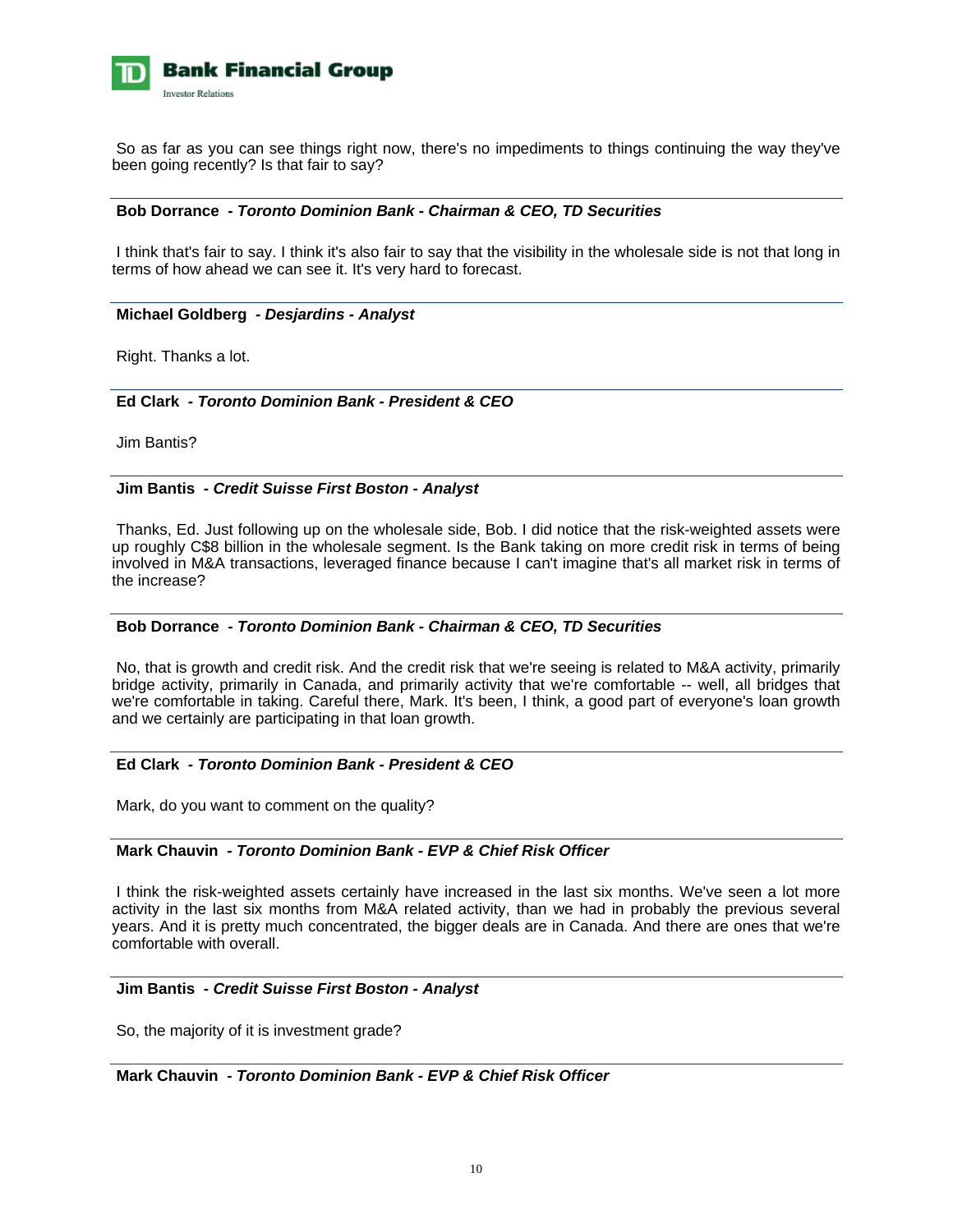So as far as you can see things right now, there's no impediments to things continuing the way they've been going recently? Is that fair to say?

**Bob Dorrance** *- Toronto Dominion Bank - Chairman & CEO, TD Securities*

I think that's fair to say. I think it's also fair to say that the visibility in the wholesale side is not that long in terms of how ahead we can see it. It's very hard to forecast.

**Michael Goldberg** *- Desjardins - Analyst*

Right. Thanks a lot.

**Ed Clark** *- Toronto Dominion Bank - President & CEO*

Jim Bantis?

**Jim Bantis** *- Credit Suisse First Boston - Analyst*

Thanks, Ed. Just following up on the wholesale side, Bob. I did notice that the risk-weighted assets were up roughly C$8 billion in the wholesale segment. Is the Bank taking on more credit risk in terms of being involved in M&A transactions, leveraged finance because I can't imagine that's all market risk in terms of the increase?

**Bob Dorrance** *- Toronto Dominion Bank - Chairman & CEO, TD Securities*

No, that is growth and credit risk. And the credit risk that we're seeing is related to M&A activity, primarily bridge activity, primarily in Canada, and primarily activity that we're comfortable -- well, all bridges that we're comfortable in taking. Careful there, Mark. It's been, I think, a good part of everyone's loan growth and we certainly are participating in that loan growth.

**Ed Clark** *- Toronto Dominion Bank - President & CEO*

Mark, do you want to comment on the quality?

**Mark Chauvin** *- Toronto Dominion Bank - EVP & Chief Risk Officer*

I think the risk-weighted assets certainly have increased in the last six months. We've seen a lot more activity in the last six months from M&A related activity, than we had in probably the previous several years. And it is pretty much concentrated, the bigger deals are in Canada. And there are ones that we're comfortable with overall.

**Jim Bantis** *- Credit Suisse First Boston - Analyst*

So, the majority of it is investment grade?

**Mark Chauvin** *- Toronto Dominion Bank - EVP & Chief Risk Officer*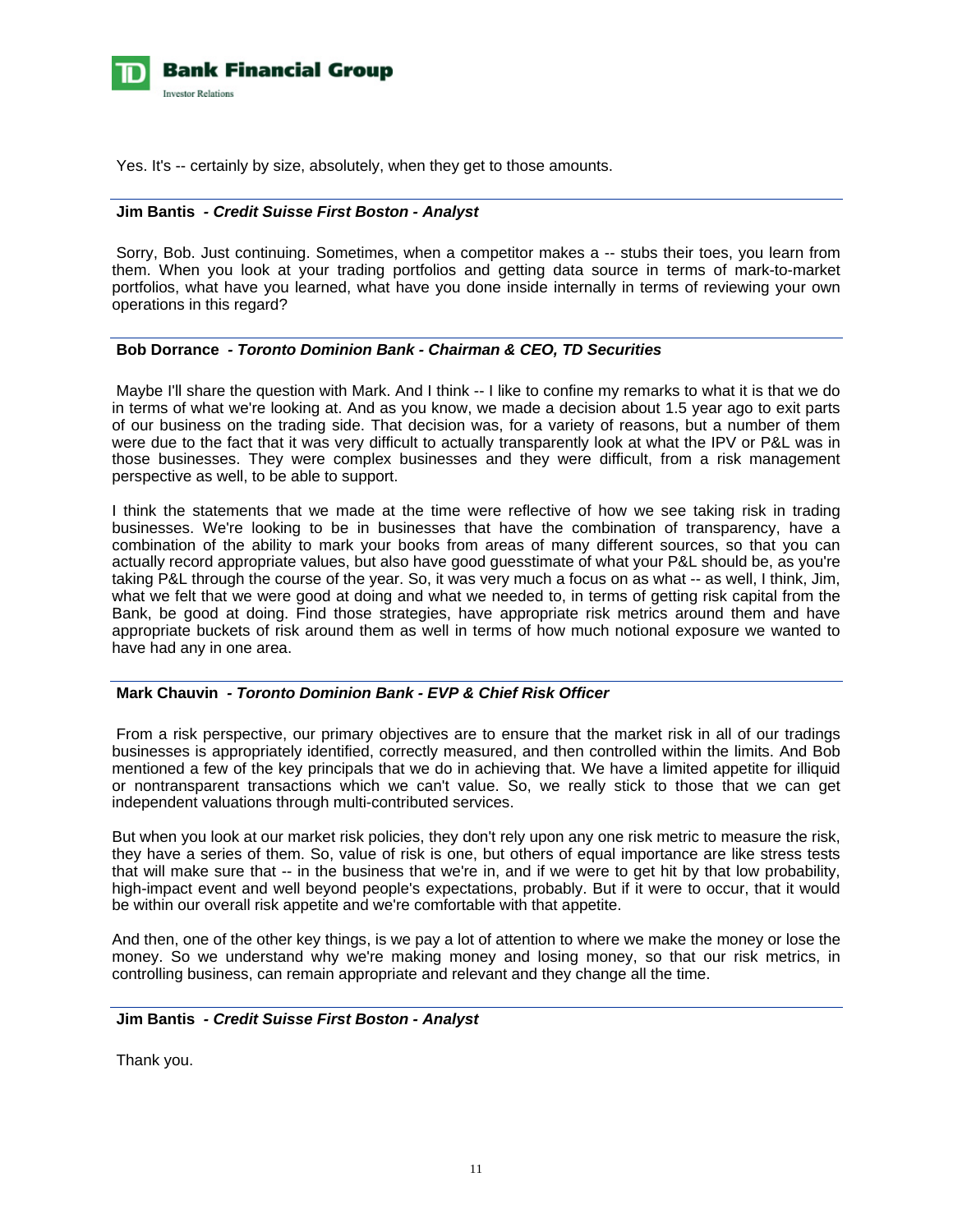Yes. It's -- certainly by size, absolutely, when they get to those amounts.

---

**Jim Bantis** - ***Credit Suisse First Boston - Analyst***

Sorry, Bob. Just continuing. Sometimes, when a competitor makes a -- stubs their toes, you learn from them. When you look at your trading portfolios and getting data source in terms of mark-to-market portfolios, what have you learned, what have you done inside internally in terms of reviewing your own operations in this regard?

---

**Bob Dorrance** - ***Toronto Dominion Bank - Chairman & CEO, TD Securities***

Maybe I'll share the question with Mark. And I think -- I like to confine my remarks to what it is that we do in terms of what we're looking at. And as you know, we made a decision about 1.5 year ago to exit parts of our business on the trading side. That decision was, for a variety of reasons, but a number of them were due to the fact that it was very difficult to actually transparently look at what the IPV or P&L was in those businesses. They were complex businesses and they were difficult, from a risk management perspective as well, to be able to support.

I think the statements that we made at the time were reflective of how we see taking risk in trading businesses. We're looking to be in businesses that have the combination of transparency, have a combination of the ability to mark your books from areas of many different sources, so that you can actually record appropriate values, but also have good guesstimate of what your P&L should be, as you're taking P&L through the course of the year. So, it was very much a focus on as what -- as well, I think, Jim, what we felt that we were good at doing and what we needed to, in terms of getting risk capital from the Bank, be good at doing. Find those strategies, have appropriate risk metrics around them and have appropriate buckets of risk around them as well in terms of how much notional exposure we wanted to have had any in one area.

---

**Mark Chauvin** - ***Toronto Dominion Bank - EVP & Chief Risk Officer***

From a risk perspective, our primary objectives are to ensure that the market risk in all of our tradings businesses is appropriately identified, correctly measured, and then controlled within the limits. And Bob mentioned a few of the key principals that we do in achieving that. We have a limited appetite for illiquid or nontransparent transactions which we can't value. So, we really stick to those that we can get independent valuations through multi-contributed services.

But when you look at our market risk policies, they don't rely upon any one risk metric to measure the risk, they have a series of them. So, value of risk is one, but others of equal importance are like stress tests that will make sure that -- in the business that we're in, and if we were to get hit by that low probability, high-impact event and well beyond people's expectations, probably. But if it were to occur, that it would be within our overall risk appetite and we're comfortable with that appetite.

And then, one of the other key things, is we pay a lot of attention to where we make the money or lose the money. So we understand why we're making money and losing money, so that our risk metrics, in controlling business, can remain appropriate and relevant and they change all the time.

---

**Jim Bantis** - ***Credit Suisse First Boston - Analyst***

Thank you.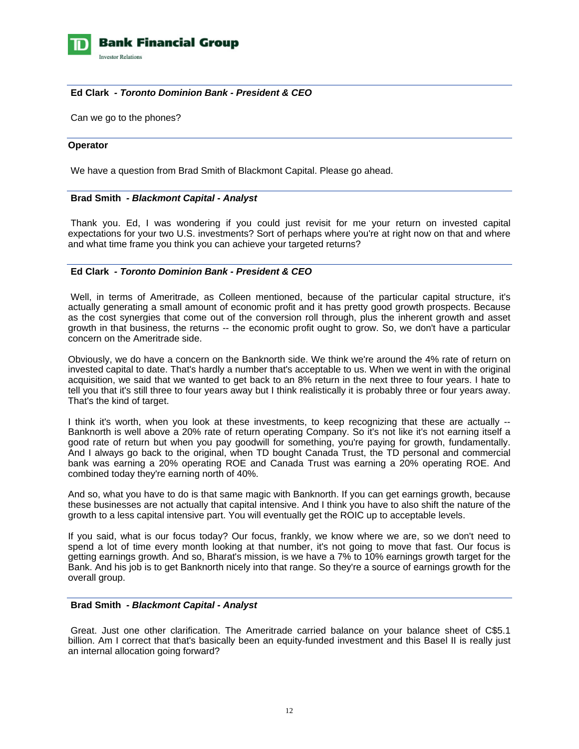**Ed Clark** - ***Toronto Dominion Bank - President & CEO***

Can we go to the phones?

**Operator**

We have a question from Brad Smith of Blackmont Capital. Please go ahead.

**Brad Smith** - ***Blackmont Capital - Analyst***

Thank you. Ed, I was wondering if you could just revisit for me your return on invested capital expectations for your two U.S. investments? Sort of perhaps where you're at right now on that and where and what time frame you think you can achieve your targeted returns?

**Ed Clark** - ***Toronto Dominion Bank - President & CEO***

Well, in terms of Ameritrade, as Colleen mentioned, because of the particular capital structure, it's actually generating a small amount of economic profit and it has pretty good growth prospects. Because as the cost synergies that come out of the conversion roll through, plus the inherent growth and asset growth in that business, the returns -- the economic profit ought to grow. So, we don't have a particular concern on the Ameritrade side.

Obviously, we do have a concern on the Banknorth side. We think we're around the 4% rate of return on invested capital to date. That's hardly a number that's acceptable to us. When we went in with the original acquisition, we said that we wanted to get back to an 8% return in the next three to four years. I hate to tell you that it's still three to four years away but I think realistically it is probably three or four years away. That's the kind of target.

I think it's worth, when you look at these investments, to keep recognizing that these are actually -- Banknorth is well above a 20% rate of return operating Company. So it's not like it's not earning itself a good rate of return but when you pay goodwill for something, you're paying for growth, fundamentally. And I always go back to the original, when TD bought Canada Trust, the TD personal and commercial bank was earning a 20% operating ROE and Canada Trust was earning a 20% operating ROE. And combined today they're earning north of 40%.

And so, what you have to do is that same magic with Banknorth. If you can get earnings growth, because these businesses are not actually that capital intensive. And I think you have to also shift the nature of the growth to a less capital intensive part. You will eventually get the ROIC up to acceptable levels.

If you said, what is our focus today? Our focus, frankly, we know where we are, so we don't need to spend a lot of time every month looking at that number, it's not going to move that fast. Our focus is getting earnings growth. And so, Bharat's mission, is we have a 7% to 10% earnings growth target for the Bank. And his job is to get Banknorth nicely into that range. So they're a source of earnings growth for the overall group.

**Brad Smith** - ***Blackmont Capital - Analyst***

Great. Just one other clarification. The Ameritrade carried balance on your balance sheet of C$5.1 billion. Am I correct that that's basically been an equity-funded investment and this Basel II is really just an internal allocation going forward?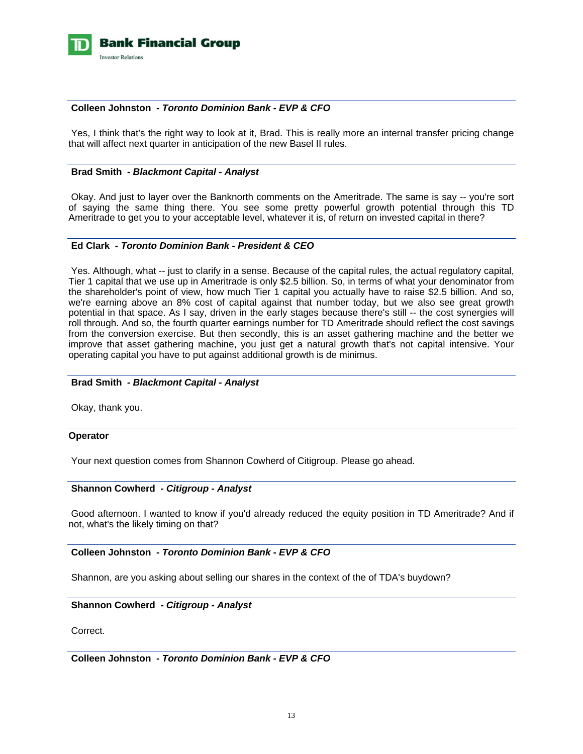**Colleen Johnston** *- Toronto Dominion Bank - EVP & CFO*

Yes, I think that's the right way to look at it, Brad. This is really more an internal transfer pricing change that will affect next quarter in anticipation of the new Basel II rules.

**Brad Smith** *- Blackmont Capital - Analyst*

Okay. And just to layer over the Banknorth comments on the Ameritrade. The same is say -- you're sort of saying the same thing there. You see some pretty powerful growth potential through this TD Ameritrade to get you to your acceptable level, whatever it is, of return on invested capital in there?

**Ed Clark** *- Toronto Dominion Bank - President & CEO*

Yes. Although, what -- just to clarify in a sense. Because of the capital rules, the actual regulatory capital, Tier 1 capital that we use up in Ameritrade is only $2.5 billion. So, in terms of what your denominator from the shareholder's point of view, how much Tier 1 capital you actually have to raise $2.5 billion. And so, we're earning above an 8% cost of capital against that number today, but we also see great growth potential in that space. As I say, driven in the early stages because there's still -- the cost synergies will roll through. And so, the fourth quarter earnings number for TD Ameritrade should reflect the cost savings from the conversion exercise. But then secondly, this is an asset gathering machine and the better we improve that asset gathering machine, you just get a natural growth that's not capital intensive. Your operating capital you have to put against additional growth is de minimus.

**Brad Smith** *- Blackmont Capital - Analyst*

Okay, thank you.

**Operator**

Your next question comes from Shannon Cowherd of Citigroup. Please go ahead.

**Shannon Cowherd** *- Citigroup - Analyst*

Good afternoon. I wanted to know if you'd already reduced the equity position in TD Ameritrade? And if not, what's the likely timing on that?

**Colleen Johnston** *- Toronto Dominion Bank - EVP & CFO*

Shannon, are you asking about selling our shares in the context of the of TDA's buydown?

**Shannon Cowherd** *- Citigroup - Analyst*

Correct.

**Colleen Johnston** *- Toronto Dominion Bank - EVP & CFO*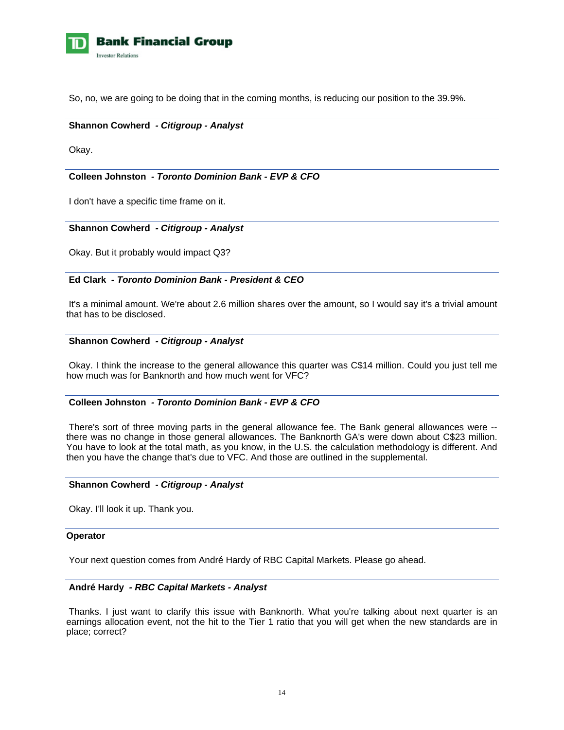So, no, we are going to be doing that in the coming months, is reducing our position to the 39.9%.

---

**Shannon Cowherd** *- Citigroup - Analyst*

Okay.

---

**Colleen Johnston** *- Toronto Dominion Bank - EVP & CFO*

I don't have a specific time frame on it.

---

**Shannon Cowherd** *- Citigroup - Analyst*

Okay. But it probably would impact Q3?

---

**Ed Clark** *- Toronto Dominion Bank - President & CEO*

It's a minimal amount. We're about 2.6 million shares over the amount, so I would say it's a trivial amount that has to be disclosed.

---

**Shannon Cowherd** *- Citigroup - Analyst*

Okay. I think the increase to the general allowance this quarter was C$14 million. Could you just tell me how much was for Banknorth and how much went for VFC?

---

**Colleen Johnston** *- Toronto Dominion Bank - EVP & CFO*

There's sort of three moving parts in the general allowance fee. The Bank general allowances were -- there was no change in those general allowances. The Banknorth GA's were down about C$23 million. You have to look at the total math, as you know, in the U.S. the calculation methodology is different. And then you have the change that's due to VFC. And those are outlined in the supplemental.

---

**Shannon Cowherd** *- Citigroup - Analyst*

Okay. I'll look it up. Thank you.

---

**Operator**

Your next question comes from André Hardy of RBC Capital Markets. Please go ahead.

---

**André Hardy** *- RBC Capital Markets - Analyst*

Thanks. I just want to clarify this issue with Banknorth. What you're talking about next quarter is an earnings allocation event, not the hit to the Tier 1 ratio that you will get when the new standards are in place; correct?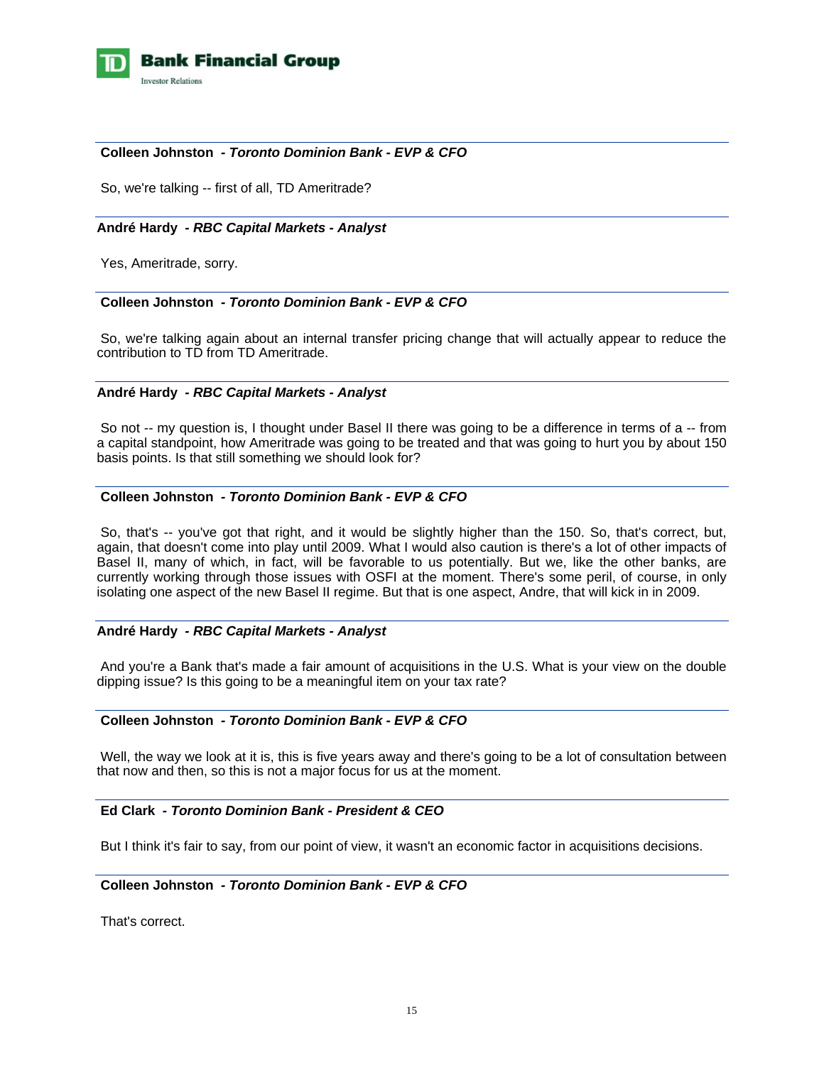**Colleen Johnston** *- Toronto Dominion Bank - EVP & CFO*

So, we're talking -- first of all, TD Ameritrade?

---

**André Hardy** *- RBC Capital Markets - Analyst*

Yes, Ameritrade, sorry.

---

**Colleen Johnston** *- Toronto Dominion Bank - EVP & CFO*

So, we're talking again about an internal transfer pricing change that will actually appear to reduce the contribution to TD from TD Ameritrade.

---

**André Hardy** *- RBC Capital Markets - Analyst*

So not -- my question is, I thought under Basel II there was going to be a difference in terms of a -- from a capital standpoint, how Ameritrade was going to be treated and that was going to hurt you by about 150 basis points. Is that still something we should look for?

---

**Colleen Johnston** *- Toronto Dominion Bank - EVP & CFO*

So, that's -- you've got that right, and it would be slightly higher than the 150. So, that's correct, but, again, that doesn't come into play until 2009. What I would also caution is there's a lot of other impacts of Basel II, many of which, in fact, will be favorable to us potentially. But we, like the other banks, are currently working through those issues with OSFI at the moment. There's some peril, of course, in only isolating one aspect of the new Basel II regime. But that is one aspect, Andre, that will kick in in 2009.

---

**André Hardy** *- RBC Capital Markets - Analyst*

And you're a Bank that's made a fair amount of acquisitions in the U.S. What is your view on the double dipping issue? Is this going to be a meaningful item on your tax rate?

---

**Colleen Johnston** *- Toronto Dominion Bank - EVP & CFO*

Well, the way we look at it is, this is five years away and there's going to be a lot of consultation between that now and then, so this is not a major focus for us at the moment.

---

**Ed Clark** *- Toronto Dominion Bank - President & CEO*

But I think it's fair to say, from our point of view, it wasn't an economic factor in acquisitions decisions.

---

**Colleen Johnston** *- Toronto Dominion Bank - EVP & CFO*

That's correct.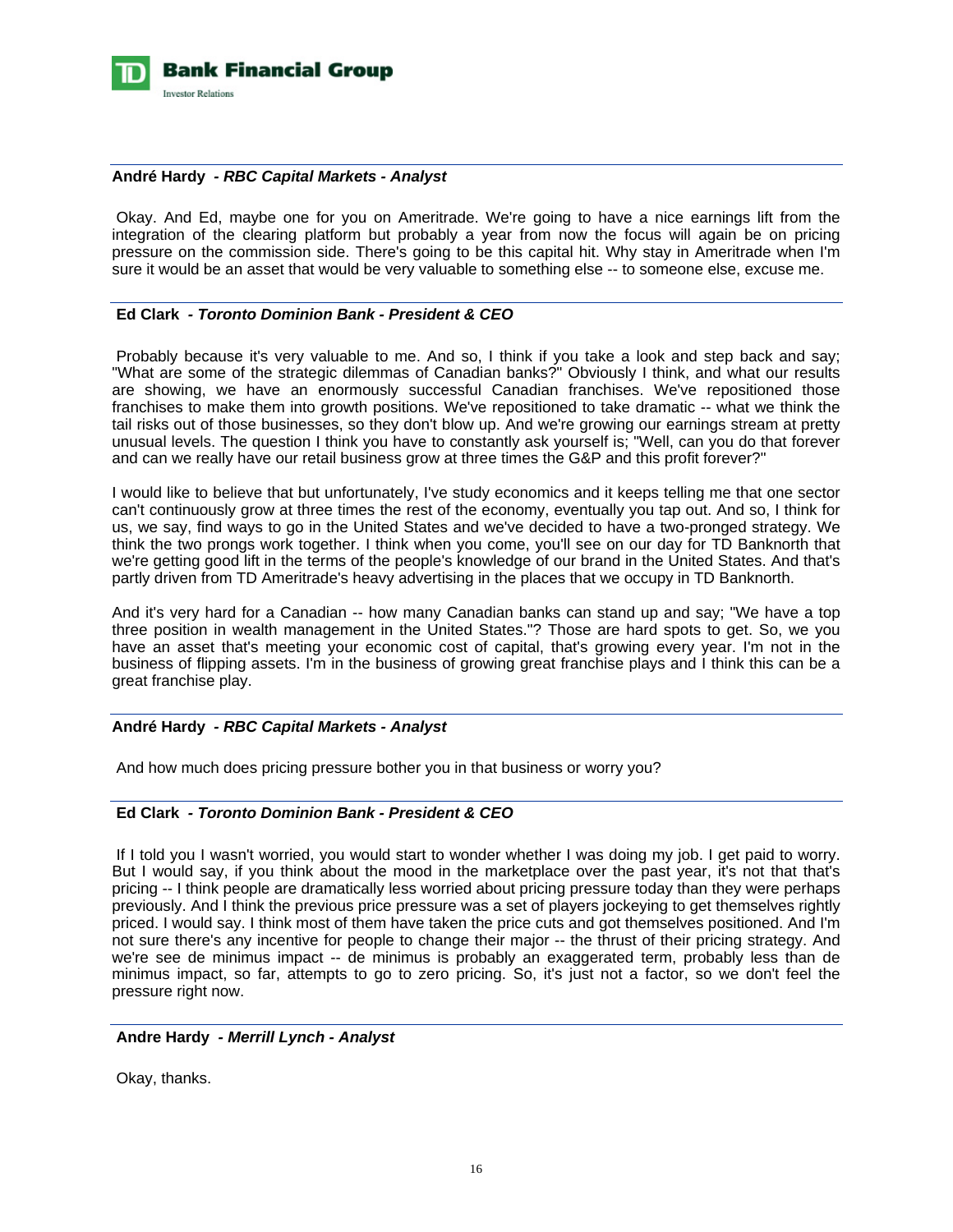**André Hardy** *- RBC Capital Markets - Analyst*

Okay. And Ed, maybe one for you on Ameritrade. We're going to have a nice earnings lift from the integration of the clearing platform but probably a year from now the focus will again be on pricing pressure on the commission side. There's going to be this capital hit. Why stay in Ameritrade when I'm sure it would be an asset that would be very valuable to something else -- to someone else, excuse me.

**Ed Clark** *- Toronto Dominion Bank - President & CEO*

Probably because it's very valuable to me. And so, I think if you take a look and step back and say; "What are some of the strategic dilemmas of Canadian banks?" Obviously I think, and what our results are showing, we have an enormously successful Canadian franchises. We've repositioned those franchises to make them into growth positions. We've repositioned to take dramatic -- what we think the tail risks out of those businesses, so they don't blow up. And we're growing our earnings stream at pretty unusual levels. The question I think you have to constantly ask yourself is; "Well, can you do that forever and can we really have our retail business grow at three times the G&P and this profit forever?"

I would like to believe that but unfortunately, I've study economics and it keeps telling me that one sector can't continuously grow at three times the rest of the economy, eventually you tap out. And so, I think for us, we say, find ways to go in the United States and we've decided to have a two-pronged strategy. We think the two prongs work together. I think when you come, you'll see on our day for TD Banknorth that we're getting good lift in the terms of the people's knowledge of our brand in the United States. And that's partly driven from TD Ameritrade's heavy advertising in the places that we occupy in TD Banknorth.

And it's very hard for a Canadian -- how many Canadian banks can stand up and say; "We have a top three position in wealth management in the United States."? Those are hard spots to get. So, we you have an asset that's meeting your economic cost of capital, that's growing every year. I'm not in the business of flipping assets. I'm in the business of growing great franchise plays and I think this can be a great franchise play.

**André Hardy** *- RBC Capital Markets - Analyst*

And how much does pricing pressure bother you in that business or worry you?

**Ed Clark** *- Toronto Dominion Bank - President & CEO*

If I told you I wasn't worried, you would start to wonder whether I was doing my job. I get paid to worry. But I would say, if you think about the mood in the marketplace over the past year, it's not that that's pricing -- I think people are dramatically less worried about pricing pressure today than they were perhaps previously. And I think the previous price pressure was a set of players jockeying to get themselves rightly priced. I would say. I think most of them have taken the price cuts and got themselves positioned. And I'm not sure there's any incentive for people to change their major -- the thrust of their pricing strategy. And we're see de minimus impact -- de minimus is probably an exaggerated term, probably less than de minimus impact, so far, attempts to go to zero pricing. So, it's just not a factor, so we don't feel the pressure right now.

**Andre Hardy** *- Merrill Lynch - Analyst*

Okay, thanks.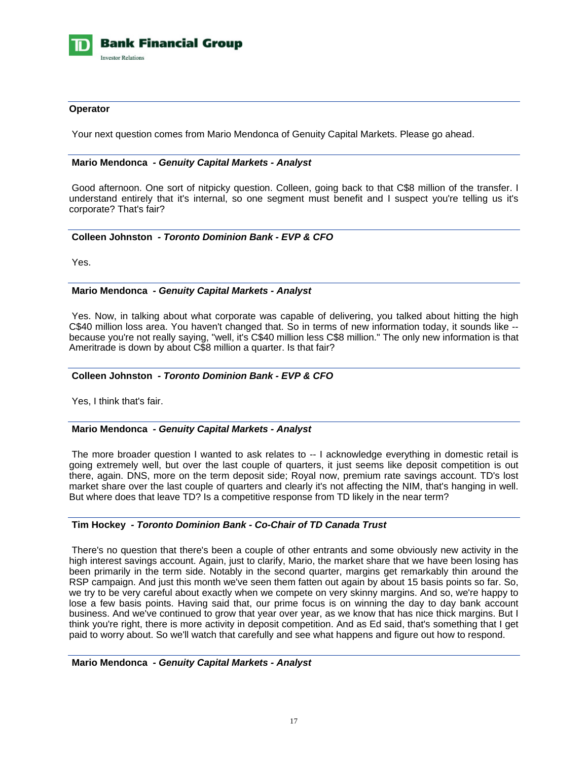**Operator**

Your next question comes from Mario Mendonca of Genuity Capital Markets. Please go ahead.

**Mario Mendonca** *- Genuity Capital Markets - Analyst*

Good afternoon. One sort of nitpicky question. Colleen, going back to that C$8 million of the transfer. I understand entirely that it's internal, so one segment must benefit and I suspect you're telling us it's corporate? That's fair?

**Colleen Johnston** *- Toronto Dominion Bank - EVP & CFO*

Yes.

**Mario Mendonca** *- Genuity Capital Markets - Analyst*

Yes. Now, in talking about what corporate was capable of delivering, you talked about hitting the high C$40 million loss area. You haven't changed that. So in terms of new information today, it sounds like -- because you're not really saying, "well, it's C$40 million less C$8 million." The only new information is that Ameritrade is down by about C$8 million a quarter. Is that fair?

**Colleen Johnston** *- Toronto Dominion Bank - EVP & CFO*

Yes, I think that's fair.

**Mario Mendonca** *- Genuity Capital Markets - Analyst*

The more broader question I wanted to ask relates to -- I acknowledge everything in domestic retail is going extremely well, but over the last couple of quarters, it just seems like deposit competition is out there, again. DNS, more on the term deposit side; Royal now, premium rate savings account. TD's lost market share over the last couple of quarters and clearly it's not affecting the NIM, that's hanging in well. But where does that leave TD? Is a competitive response from TD likely in the near term?

**Tim Hockey** *- Toronto Dominion Bank - Co-Chair of TD Canada Trust*

There's no question that there's been a couple of other entrants and some obviously new activity in the high interest savings account. Again, just to clarify, Mario, the market share that we have been losing has been primarily in the term side. Notably in the second quarter, margins get remarkably thin around the RSP campaign. And just this month we've seen them fatten out again by about 15 basis points so far. So, we try to be very careful about exactly when we compete on very skinny margins. And so, we're happy to lose a few basis points. Having said that, our prime focus is on winning the day to day bank account business. And we've continued to grow that year over year, as we know that has nice thick margins. But I think you're right, there is more activity in deposit competition. And as Ed said, that's something that I get paid to worry about. So we'll watch that carefully and see what happens and figure out how to respond.

**Mario Mendonca** *- Genuity Capital Markets - Analyst*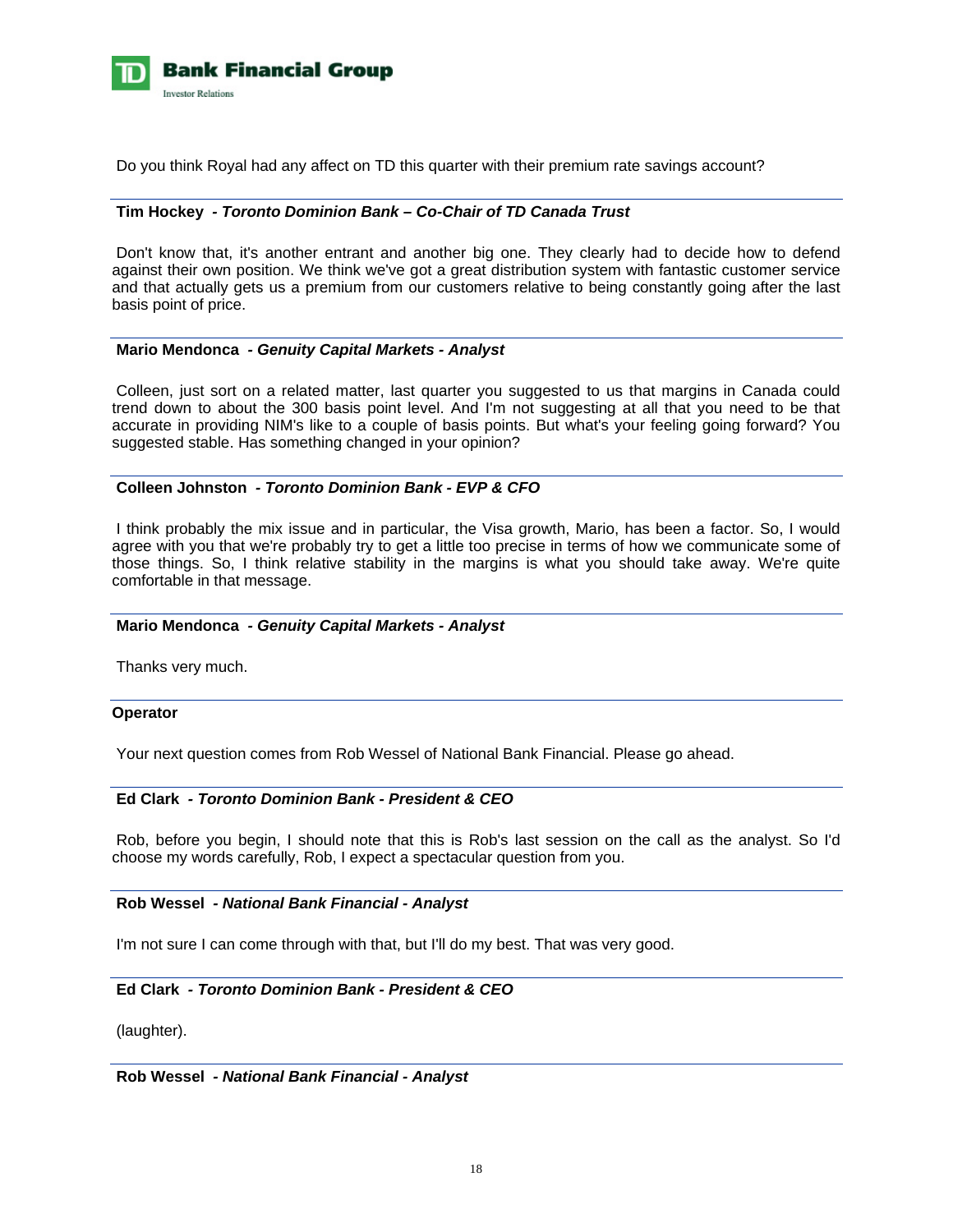Do you think Royal had any affect on TD this quarter with their premium rate savings account?

---

**Tim Hockey** *- Toronto Dominion Bank – Co-Chair of TD Canada Trust*

Don't know that, it's another entrant and another big one. They clearly had to decide how to defend against their own position. We think we've got a great distribution system with fantastic customer service and that actually gets us a premium from our customers relative to being constantly going after the last basis point of price.

---

**Mario Mendonca** *- Genuity Capital Markets - Analyst*

Colleen, just sort on a related matter, last quarter you suggested to us that margins in Canada could trend down to about the 300 basis point level. And I'm not suggesting at all that you need to be that accurate in providing NIM's like to a couple of basis points. But what's your feeling going forward? You suggested stable. Has something changed in your opinion?

---

**Colleen Johnston** *- Toronto Dominion Bank - EVP & CFO*

I think probably the mix issue and in particular, the Visa growth, Mario, has been a factor. So, I would agree with you that we're probably try to get a little too precise in terms of how we communicate some of those things. So, I think relative stability in the margins is what you should take away. We're quite comfortable in that message.

---

**Mario Mendonca** *- Genuity Capital Markets - Analyst*

Thanks very much.

---

**Operator**

Your next question comes from Rob Wessel of National Bank Financial. Please go ahead.

---

**Ed Clark** *- Toronto Dominion Bank - President & CEO*

Rob, before you begin, I should note that this is Rob's last session on the call as the analyst. So I'd choose my words carefully, Rob, I expect a spectacular question from you.

---

**Rob Wessel** *- National Bank Financial - Analyst*

I'm not sure I can come through with that, but I'll do my best. That was very good.

---

**Ed Clark** *- Toronto Dominion Bank - President & CEO*

(laughter).

---

**Rob Wessel** *- National Bank Financial - Analyst*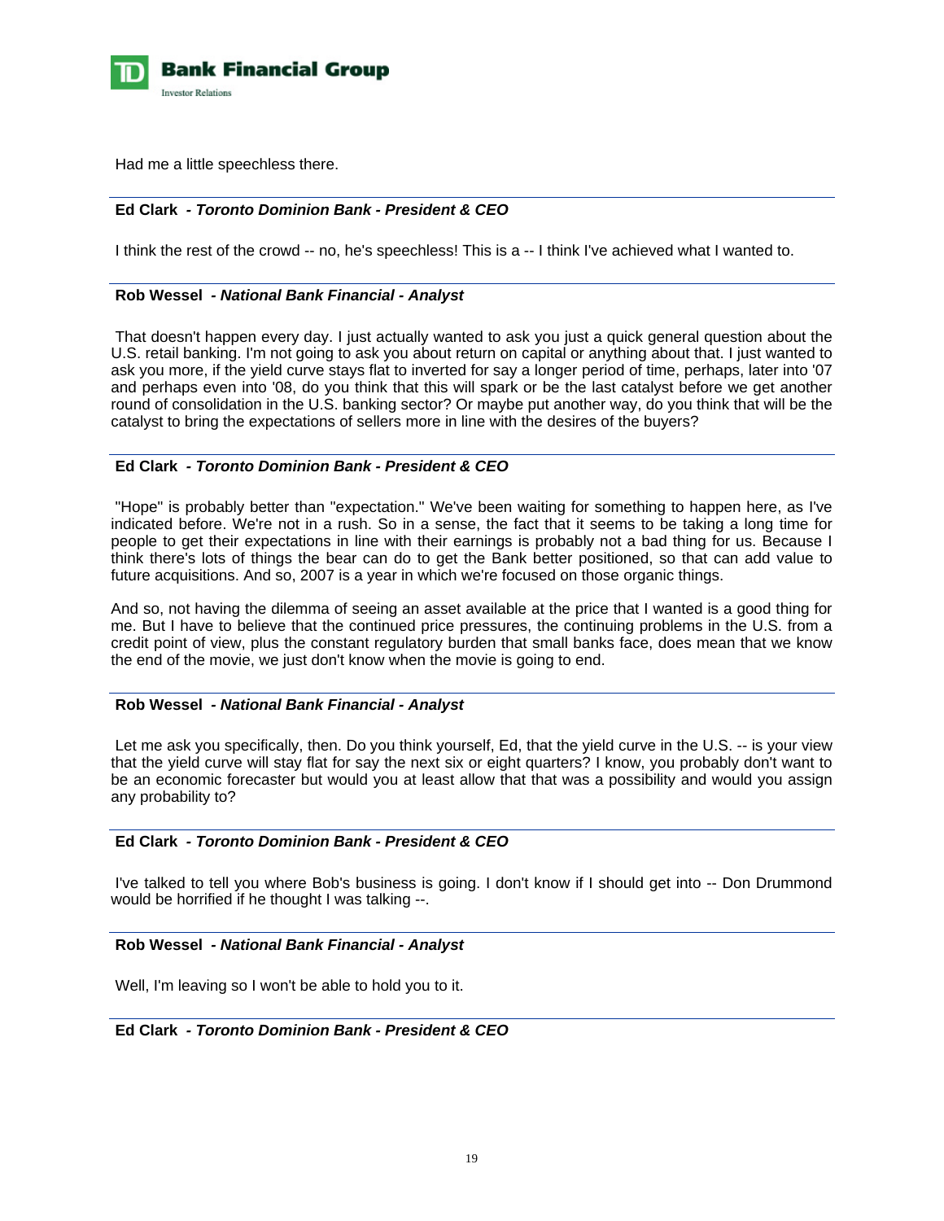Had me a little speechless there.

---

**Ed Clark** *- Toronto Dominion Bank - President & CEO*

I think the rest of the crowd -- no, he's speechless! This is a -- I think I've achieved what I wanted to.

---

**Rob Wessel** *- National Bank Financial - Analyst*

That doesn't happen every day. I just actually wanted to ask you just a quick general question about the U.S. retail banking. I'm not going to ask you about return on capital or anything about that. I just wanted to ask you more, if the yield curve stays flat to inverted for say a longer period of time, perhaps, later into '07 and perhaps even into '08, do you think that this will spark or be the last catalyst before we get another round of consolidation in the U.S. banking sector? Or maybe put another way, do you think that will be the catalyst to bring the expectations of sellers more in line with the desires of the buyers?

---

**Ed Clark** *- Toronto Dominion Bank - President & CEO*

"Hope" is probably better than "expectation." We've been waiting for something to happen here, as I've indicated before. We're not in a rush. So in a sense, the fact that it seems to be taking a long time for people to get their expectations in line with their earnings is probably not a bad thing for us. Because I think there's lots of things the bear can do to get the Bank better positioned, so that can add value to future acquisitions. And so, 2007 is a year in which we're focused on those organic things.

And so, not having the dilemma of seeing an asset available at the price that I wanted is a good thing for me. But I have to believe that the continued price pressures, the continuing problems in the U.S. from a credit point of view, plus the constant regulatory burden that small banks face, does mean that we know the end of the movie, we just don't know when the movie is going to end.

---

**Rob Wessel** *- National Bank Financial - Analyst*

Let me ask you specifically, then. Do you think yourself, Ed, that the yield curve in the U.S. -- is your view that the yield curve will stay flat for say the next six or eight quarters? I know, you probably don't want to be an economic forecaster but would you at least allow that that was a possibility and would you assign any probability to?

---

**Ed Clark** *- Toronto Dominion Bank - President & CEO*

I've talked to tell you where Bob's business is going. I don't know if I should get into -- Don Drummond would be horrified if he thought I was talking --.

---

**Rob Wessel** *- National Bank Financial - Analyst*

Well, I'm leaving so I won't be able to hold you to it.

---

**Ed Clark** *- Toronto Dominion Bank - President & CEO*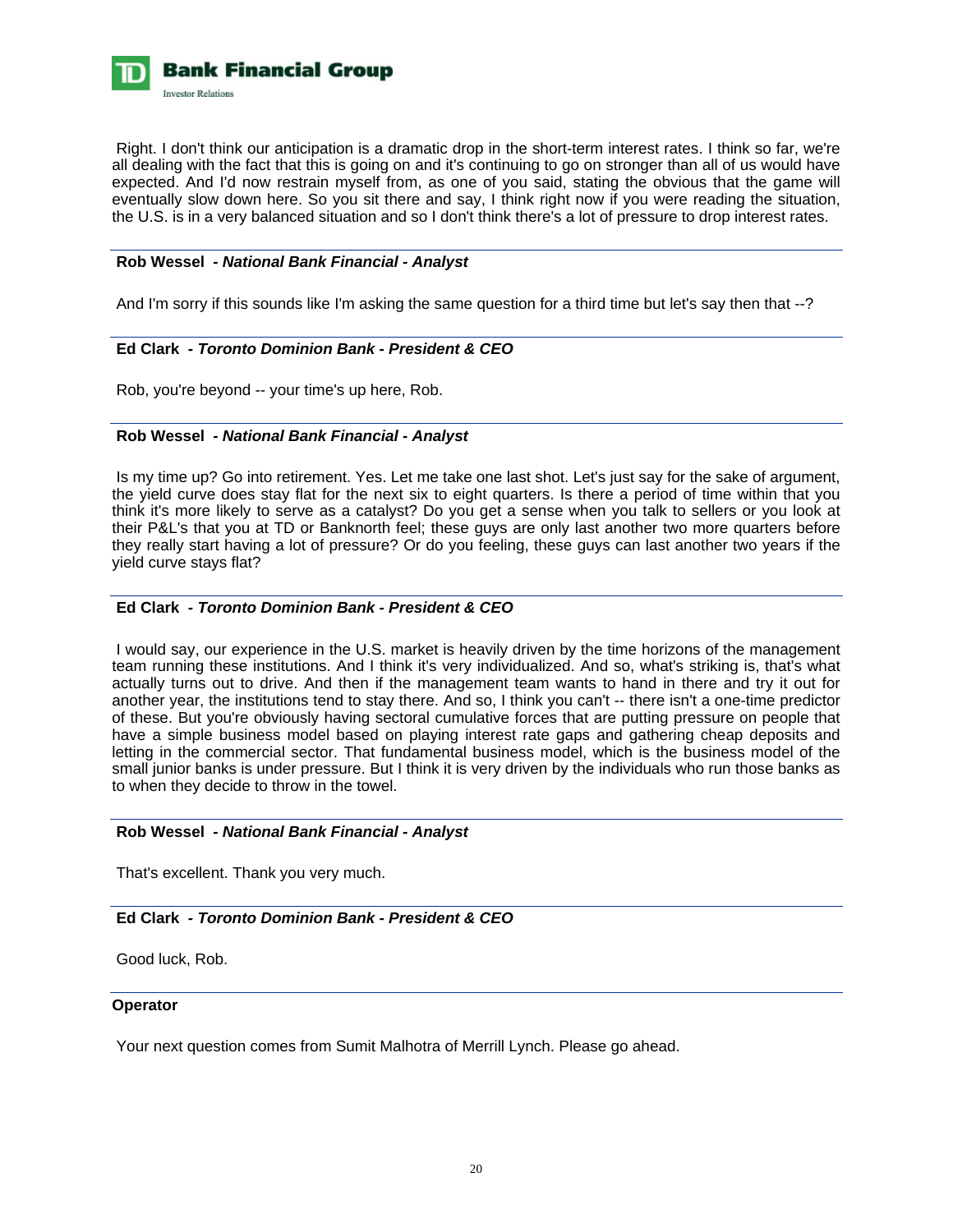Right. I don't think our anticipation is a dramatic drop in the short-term interest rates. I think so far, we're all dealing with the fact that this is going on and it's continuing to go on stronger than all of us would have expected. And I'd now restrain myself from, as one of you said, stating the obvious that the game will eventually slow down here. So you sit there and say, I think right now if you were reading the situation, the U.S. is in a very balanced situation and so I don't think there's a lot of pressure to drop interest rates.

---

**Rob Wessel - *National Bank Financial - Analyst***

And I'm sorry if this sounds like I'm asking the same question for a third time but let's say then that --?

---

**Ed Clark - *Toronto Dominion Bank - President & CEO***

Rob, you're beyond -- your time's up here, Rob.

---

**Rob Wessel - *National Bank Financial - Analyst***

Is my time up? Go into retirement. Yes. Let me take one last shot. Let's just say for the sake of argument, the yield curve does stay flat for the next six to eight quarters. Is there a period of time within that you think it's more likely to serve as a catalyst? Do you get a sense when you talk to sellers or you look at their P&L's that you at TD or Banknorth feel; these guys are only last another two more quarters before they really start having a lot of pressure? Or do you feeling, these guys can last another two years if the yield curve stays flat?

---

**Ed Clark - *Toronto Dominion Bank - President & CEO***

I would say, our experience in the U.S. market is heavily driven by the time horizons of the management team running these institutions. And I think it's very individualized. And so, what's striking is, that's what actually turns out to drive. And then if the management team wants to hand in there and try it out for another year, the institutions tend to stay there. And so, I think you can't -- there isn't a one-time predictor of these. But you're obviously having sectoral cumulative forces that are putting pressure on people that have a simple business model based on playing interest rate gaps and gathering cheap deposits and letting in the commercial sector. That fundamental business model, which is the business model of the small junior banks is under pressure. But I think it is very driven by the individuals who run those banks as to when they decide to throw in the towel.

---

**Rob Wessel - *National Bank Financial - Analyst***

That's excellent. Thank you very much.

---

**Ed Clark - *Toronto Dominion Bank - President & CEO***

Good luck, Rob.

---

**Operator**

Your next question comes from Sumit Malhotra of Merrill Lynch. Please go ahead.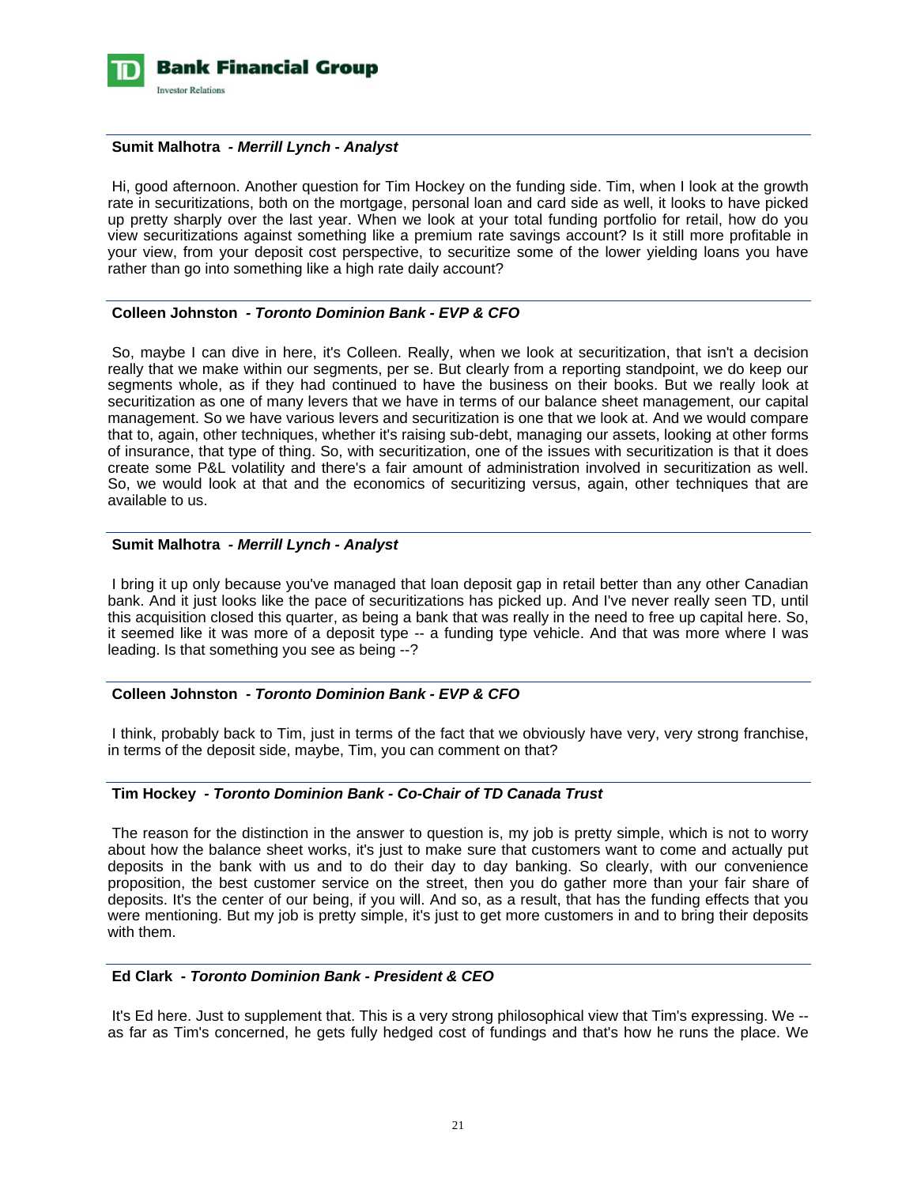**Sumit Malhotra** *- Merrill Lynch - Analyst*

Hi, good afternoon. Another question for Tim Hockey on the funding side. Tim, when I look at the growth rate in securitizations, both on the mortgage, personal loan and card side as well, it looks to have picked up pretty sharply over the last year. When we look at your total funding portfolio for retail, how do you view securitizations against something like a premium rate savings account? Is it still more profitable in your view, from your deposit cost perspective, to securitize some of the lower yielding loans you have rather than go into something like a high rate daily account?

**Colleen Johnston** *- Toronto Dominion Bank - EVP & CFO*

So, maybe I can dive in here, it's Colleen. Really, when we look at securitization, that isn't a decision really that we make within our segments, per se. But clearly from a reporting standpoint, we do keep our segments whole, as if they had continued to have the business on their books. But we really look at securitization as one of many levers that we have in terms of our balance sheet management, our capital management. So we have various levers and securitization is one that we look at. And we would compare that to, again, other techniques, whether it's raising sub-debt, managing our assets, looking at other forms of insurance, that type of thing. So, with securitization, one of the issues with securitization is that it does create some P&L volatility and there's a fair amount of administration involved in securitization as well. So, we would look at that and the economics of securitizing versus, again, other techniques that are available to us.

**Sumit Malhotra** *- Merrill Lynch - Analyst*

I bring it up only because you've managed that loan deposit gap in retail better than any other Canadian bank. And it just looks like the pace of securitizations has picked up. And I've never really seen TD, until this acquisition closed this quarter, as being a bank that was really in the need to free up capital here. So, it seemed like it was more of a deposit type -- a funding type vehicle. And that was more where I was leading. Is that something you see as being --?

**Colleen Johnston** *- Toronto Dominion Bank - EVP & CFO*

I think, probably back to Tim, just in terms of the fact that we obviously have very, very strong franchise, in terms of the deposit side, maybe, Tim, you can comment on that?

**Tim Hockey** *- Toronto Dominion Bank - Co-Chair of TD Canada Trust*

The reason for the distinction in the answer to question is, my job is pretty simple, which is not to worry about how the balance sheet works, it's just to make sure that customers want to come and actually put deposits in the bank with us and to do their day to day banking. So clearly, with our convenience proposition, the best customer service on the street, then you do gather more than your fair share of deposits. It's the center of our being, if you will. And so, as a result, that has the funding effects that you were mentioning. But my job is pretty simple, it's just to get more customers in and to bring their deposits with them.

**Ed Clark** *- Toronto Dominion Bank - President & CEO*

It's Ed here. Just to supplement that. This is a very strong philosophical view that Tim's expressing. We -- as far as Tim's concerned, he gets fully hedged cost of fundings and that's how he runs the place. We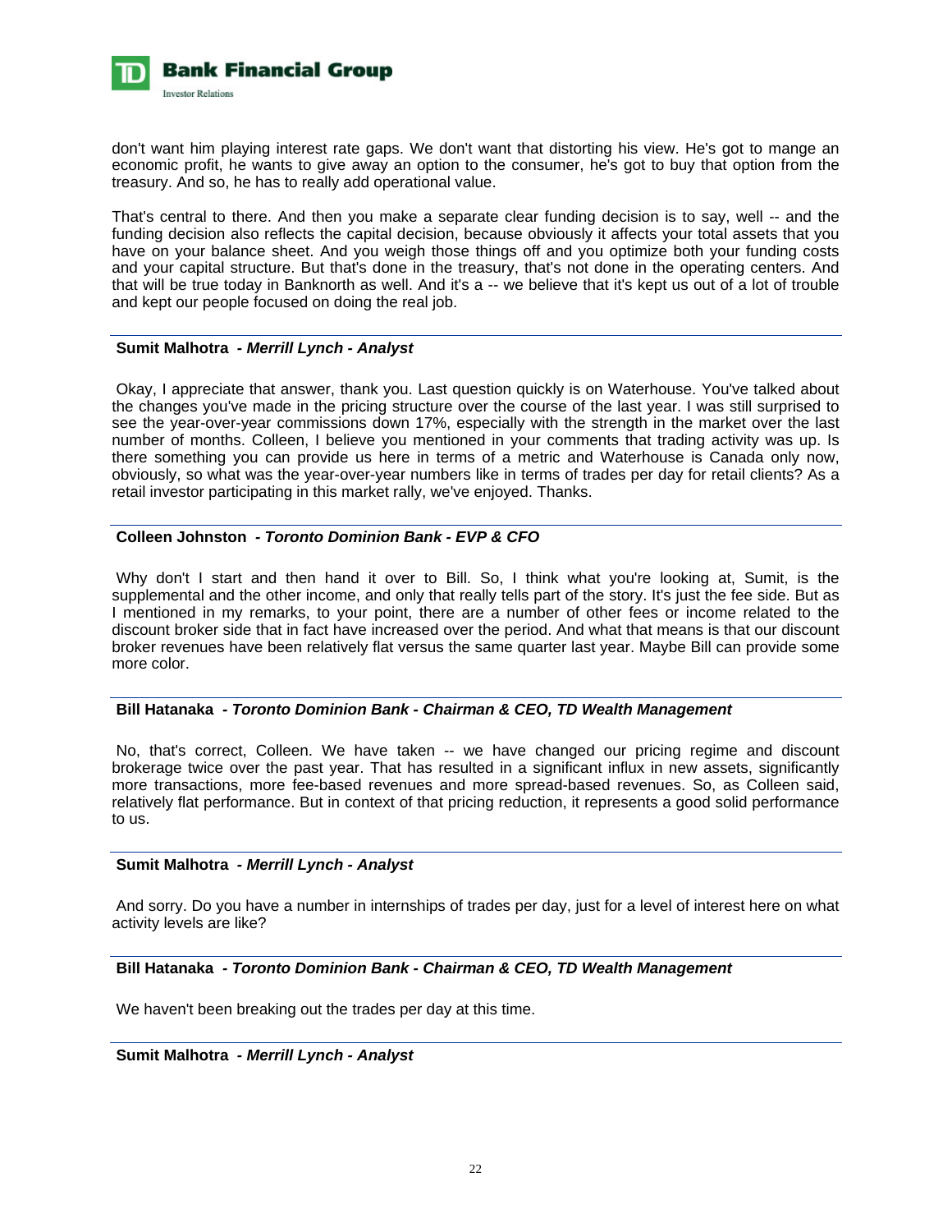don't want him playing interest rate gaps. We don't want that distorting his view. He's got to mange an economic profit, he wants to give away an option to the consumer, he's got to buy that option from the treasury. And so, he has to really add operational value.

That's central to there. And then you make a separate clear funding decision is to say, well -- and the funding decision also reflects the capital decision, because obviously it affects your total assets that you have on your balance sheet. And you weigh those things off and you optimize both your funding costs and your capital structure. But that's done in the treasury, that's not done in the operating centers. And that will be true today in Banknorth as well. And it's a -- we believe that it's kept us out of a lot of trouble and kept our people focused on doing the real job.

---

**Sumit Malhotra** *- Merrill Lynch - Analyst*

Okay, I appreciate that answer, thank you. Last question quickly is on Waterhouse. You've talked about the changes you've made in the pricing structure over the course of the last year. I was still surprised to see the year-over-year commissions down 17%, especially with the strength in the market over the last number of months. Colleen, I believe you mentioned in your comments that trading activity was up. Is there something you can provide us here in terms of a metric and Waterhouse is Canada only now, obviously, so what was the year-over-year numbers like in terms of trades per day for retail clients? As a retail investor participating in this market rally, we've enjoyed. Thanks.

---

**Colleen Johnston** *- Toronto Dominion Bank - EVP & CFO*

Why don't I start and then hand it over to Bill. So, I think what you're looking at, Sumit, is the supplemental and the other income, and only that really tells part of the story. It's just the fee side. But as I mentioned in my remarks, to your point, there are a number of other fees or income related to the discount broker side that in fact have increased over the period. And what that means is that our discount broker revenues have been relatively flat versus the same quarter last year. Maybe Bill can provide some more color.

---

**Bill Hatanaka** *- Toronto Dominion Bank - Chairman & CEO, TD Wealth Management*

No, that's correct, Colleen. We have taken -- we have changed our pricing regime and discount brokerage twice over the past year. That has resulted in a significant influx in new assets, significantly more transactions, more fee-based revenues and more spread-based revenues. So, as Colleen said, relatively flat performance. But in context of that pricing reduction, it represents a good solid performance to us.

---

**Sumit Malhotra** *- Merrill Lynch - Analyst*

And sorry. Do you have a number in internships of trades per day, just for a level of interest here on what activity levels are like?

---

**Bill Hatanaka** *- Toronto Dominion Bank - Chairman & CEO, TD Wealth Management*

We haven't been breaking out the trades per day at this time.

---

**Sumit Malhotra** *- Merrill Lynch - Analyst*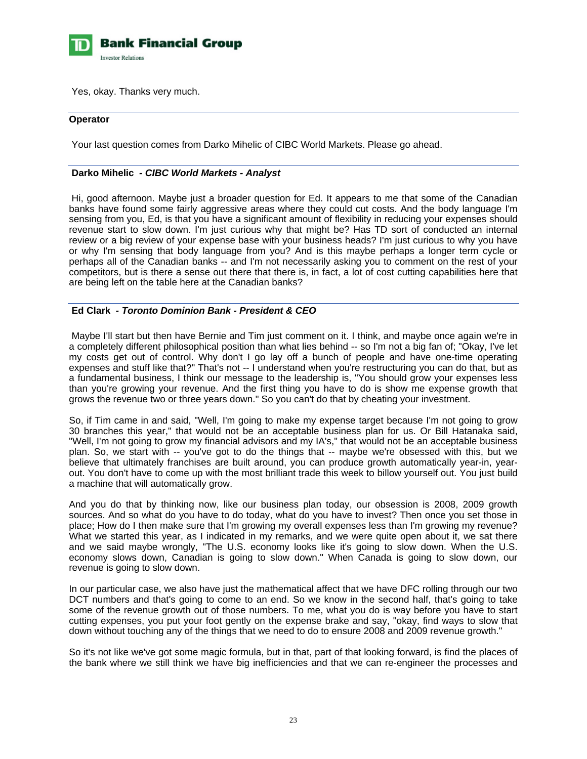Yes, okay. Thanks very much.

---

**Operator**

Your last question comes from Darko Mihelic of CIBC World Markets. Please go ahead.

---

**Darko Mihelic** *- CIBC World Markets - Analyst*

Hi, good afternoon. Maybe just a broader question for Ed. It appears to me that some of the Canadian banks have found some fairly aggressive areas where they could cut costs. And the body language I'm sensing from you, Ed, is that you have a significant amount of flexibility in reducing your expenses should revenue start to slow down. I'm just curious why that might be? Has TD sort of conducted an internal review or a big review of your expense base with your business heads? I'm just curious to why you have or why I'm sensing that body language from you? And is this maybe perhaps a longer term cycle or perhaps all of the Canadian banks -- and I'm not necessarily asking you to comment on the rest of your competitors, but is there a sense out there that there is, in fact, a lot of cost cutting capabilities here that are being left on the table here at the Canadian banks?

---

**Ed Clark** *- Toronto Dominion Bank - President & CEO*

Maybe I'll start but then have Bernie and Tim just comment on it. I think, and maybe once again we're in a completely different philosophical position than what lies behind -- so I'm not a big fan of; "Okay, I've let my costs get out of control. Why don't I go lay off a bunch of people and have one-time operating expenses and stuff like that?" That's not -- I understand when you're restructuring you can do that, but as a fundamental business, I think our message to the leadership is, "You should grow your expenses less than you're growing your revenue. And the first thing you have to do is show me expense growth that grows the revenue two or three years down." So you can't do that by cheating your investment.

So, if Tim came in and said, "Well, I'm going to make my expense target because I'm not going to grow 30 branches this year," that would not be an acceptable business plan for us. Or Bill Hatanaka said, "Well, I'm not going to grow my financial advisors and my IA's," that would not be an acceptable business plan. So, we start with -- you've got to do the things that -- maybe we're obsessed with this, but we believe that ultimately franchises are built around, you can produce growth automatically year-in, year-out. You don't have to come up with the most brilliant trade this week to billow yourself out. You just build a machine that will automatically grow.

And you do that by thinking now, like our business plan today, our obsession is 2008, 2009 growth sources. And so what do you have to do today, what do you have to invest? Then once you set those in place; How do I then make sure that I'm growing my overall expenses less than I'm growing my revenue? What we started this year, as I indicated in my remarks, and we were quite open about it, we sat there and we said maybe wrongly, "The U.S. economy looks like it's going to slow down. When the U.S. economy slows down, Canadian is going to slow down." When Canada is going to slow down, our revenue is going to slow down.

In our particular case, we also have just the mathematical affect that we have DFC rolling through our two DCT numbers and that's going to come to an end. So we know in the second half, that's going to take some of the revenue growth out of those numbers. To me, what you do is way before you have to start cutting expenses, you put your foot gently on the expense brake and say, "okay, find ways to slow that down without touching any of the things that we need to do to ensure 2008 and 2009 revenue growth."

So it's not like we've got some magic formula, but in that, part of that looking forward, is find the places of the bank where we still think we have big inefficiencies and that we can re-engineer the processes and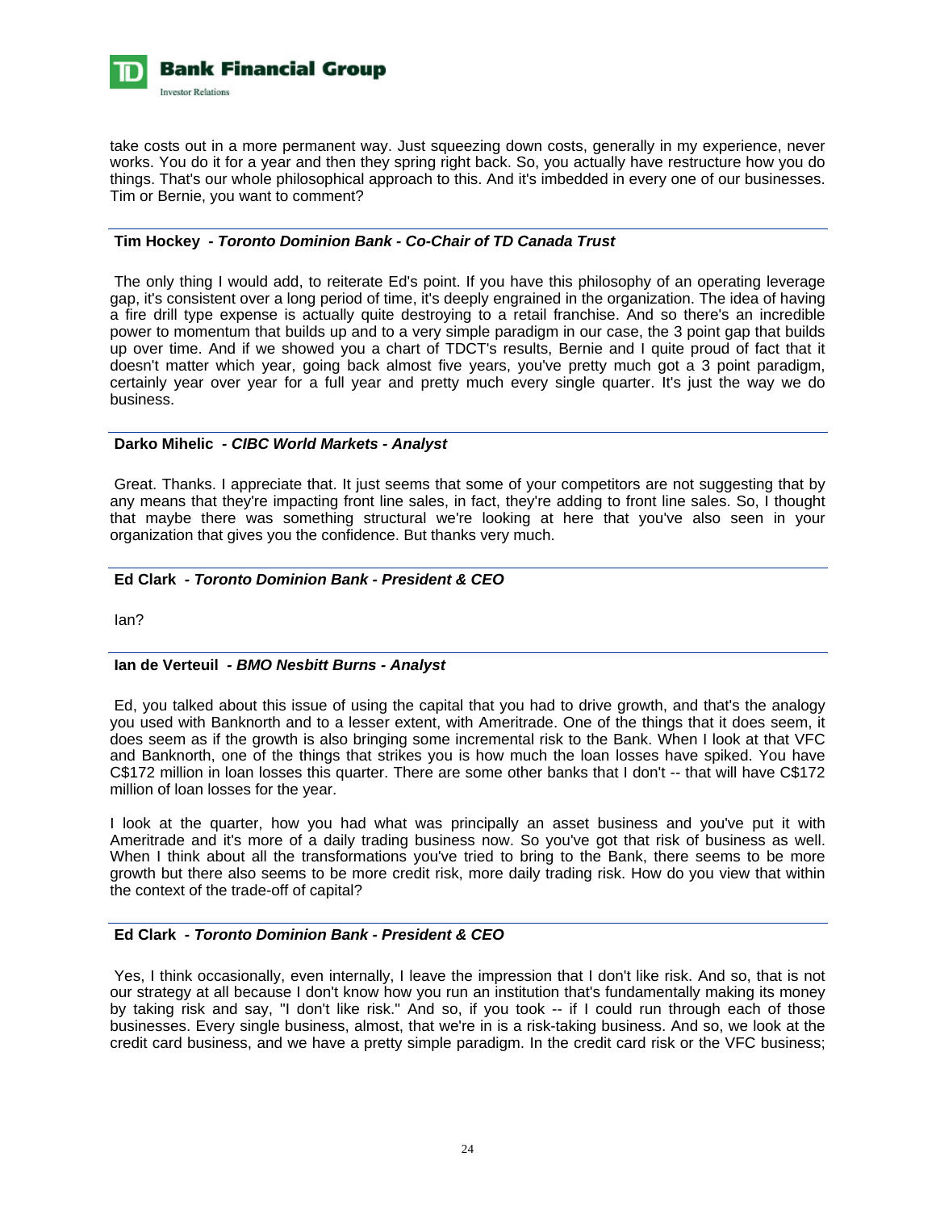take costs out in a more permanent way. Just squeezing down costs, generally in my experience, never works. You do it for a year and then they spring right back. So, you actually have restructure how you do things. That's our whole philosophical approach to this. And it's imbedded in every one of our businesses. Tim or Bernie, you want to comment?

**Tim Hockey** *- Toronto Dominion Bank - Co-Chair of TD Canada Trust*

The only thing I would add, to reiterate Ed's point. If you have this philosophy of an operating leverage gap, it's consistent over a long period of time, it's deeply engrained in the organization. The idea of having a fire drill type expense is actually quite destroying to a retail franchise. And so there's an incredible power to momentum that builds up and to a very simple paradigm in our case, the 3 point gap that builds up over time. And if we showed you a chart of TDCT's results, Bernie and I quite proud of fact that it doesn't matter which year, going back almost five years, you've pretty much got a 3 point paradigm, certainly year over year for a full year and pretty much every single quarter. It's just the way we do business.

**Darko Mihelic** *- CIBC World Markets - Analyst*

Great. Thanks. I appreciate that. It just seems that some of your competitors are not suggesting that by any means that they're impacting front line sales, in fact, they're adding to front line sales. So, I thought that maybe there was something structural we're looking at here that you've also seen in your organization that gives you the confidence. But thanks very much.

**Ed Clark** *- Toronto Dominion Bank - President & CEO*

Ian?

**Ian de Verteuil** *- BMO Nesbitt Burns - Analyst*

Ed, you talked about this issue of using the capital that you had to drive growth, and that's the analogy you used with Banknorth and to a lesser extent, with Ameritrade. One of the things that it does seem, it does seem as if the growth is also bringing some incremental risk to the Bank. When I look at that VFC and Banknorth, one of the things that strikes you is how much the loan losses have spiked. You have C$172 million in loan losses this quarter. There are some other banks that I don't -- that will have C$172 million of loan losses for the year.

I look at the quarter, how you had what was principally an asset business and you've put it with Ameritrade and it's more of a daily trading business now. So you've got that risk of business as well. When I think about all the transformations you've tried to bring to the Bank, there seems to be more growth but there also seems to be more credit risk, more daily trading risk. How do you view that within the context of the trade-off of capital?

**Ed Clark** *- Toronto Dominion Bank - President & CEO*

Yes, I think occasionally, even internally, I leave the impression that I don't like risk. And so, that is not our strategy at all because I don't know how you run an institution that's fundamentally making its money by taking risk and say, "I don't like risk." And so, if you took -- if I could run through each of those businesses. Every single business, almost, that we're in is a risk-taking business. And so, we look at the credit card business, and we have a pretty simple paradigm. In the credit card risk or the VFC business;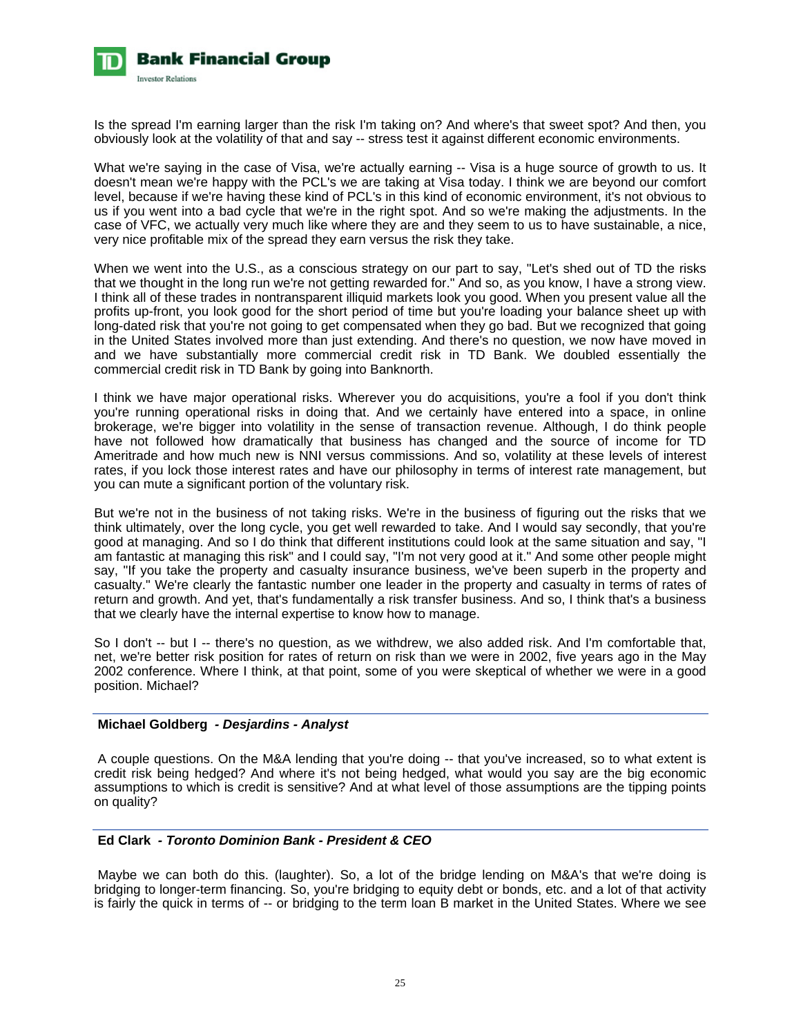Is the spread I'm earning larger than the risk I'm taking on? And where's that sweet spot? And then, you obviously look at the volatility of that and say -- stress test it against different economic environments.

What we're saying in the case of Visa, we're actually earning -- Visa is a huge source of growth to us. It doesn't mean we're happy with the PCL's we are taking at Visa today. I think we are beyond our comfort level, because if we're having these kind of PCL's in this kind of economic environment, it's not obvious to us if you went into a bad cycle that we're in the right spot. And so we're making the adjustments. In the case of VFC, we actually very much like where they are and they seem to us to have sustainable, a nice, very nice profitable mix of the spread they earn versus the risk they take.

When we went into the U.S., as a conscious strategy on our part to say, "Let's shed out of TD the risks that we thought in the long run we're not getting rewarded for." And so, as you know, I have a strong view. I think all of these trades in nontransparent illiquid markets look you good. When you present value all the profits up-front, you look good for the short period of time but you're loading your balance sheet up with long-dated risk that you're not going to get compensated when they go bad. But we recognized that going in the United States involved more than just extending. And there's no question, we now have moved in and we have substantially more commercial credit risk in TD Bank. We doubled essentially the commercial credit risk in TD Bank by going into Banknorth.

I think we have major operational risks. Wherever you do acquisitions, you're a fool if you don't think you're running operational risks in doing that. And we certainly have entered into a space, in online brokerage, we're bigger into volatility in the sense of transaction revenue. Although, I do think people have not followed how dramatically that business has changed and the source of income for TD Ameritrade and how much new is NNI versus commissions. And so, volatility at these levels of interest rates, if you lock those interest rates and have our philosophy in terms of interest rate management, but you can mute a significant portion of the voluntary risk.

But we're not in the business of not taking risks. We're in the business of figuring out the risks that we think ultimately, over the long cycle, you get well rewarded to take. And I would say secondly, that you're good at managing. And so I do think that different institutions could look at the same situation and say, "I am fantastic at managing this risk" and I could say, "I'm not very good at it." And some other people might say, "If you take the property and casualty insurance business, we've been superb in the property and casualty." We're clearly the fantastic number one leader in the property and casualty in terms of rates of return and growth. And yet, that's fundamentally a risk transfer business. And so, I think that's a business that we clearly have the internal expertise to know how to manage.

So I don't -- but I -- there's no question, as we withdrew, we also added risk. And I'm comfortable that, net, we're better risk position for rates of return on risk than we were in 2002, five years ago in the May 2002 conference. Where I think, at that point, some of you were skeptical of whether we were in a good position. Michael?

---

**Michael Goldberg** *- Desjardins - Analyst*

A couple questions. On the M&A lending that you're doing -- that you've increased, so to what extent is credit risk being hedged? And where it's not being hedged, what would you say are the big economic assumptions to which is credit is sensitive? And at what level of those assumptions are the tipping points on quality?

---

**Ed Clark** *- Toronto Dominion Bank - President & CEO*

Maybe we can both do this. (laughter). So, a lot of the bridge lending on M&A's that we're doing is bridging to longer-term financing. So, you're bridging to equity debt or bonds, etc. and a lot of that activity is fairly the quick in terms of -- or bridging to the term loan B market in the United States. Where we see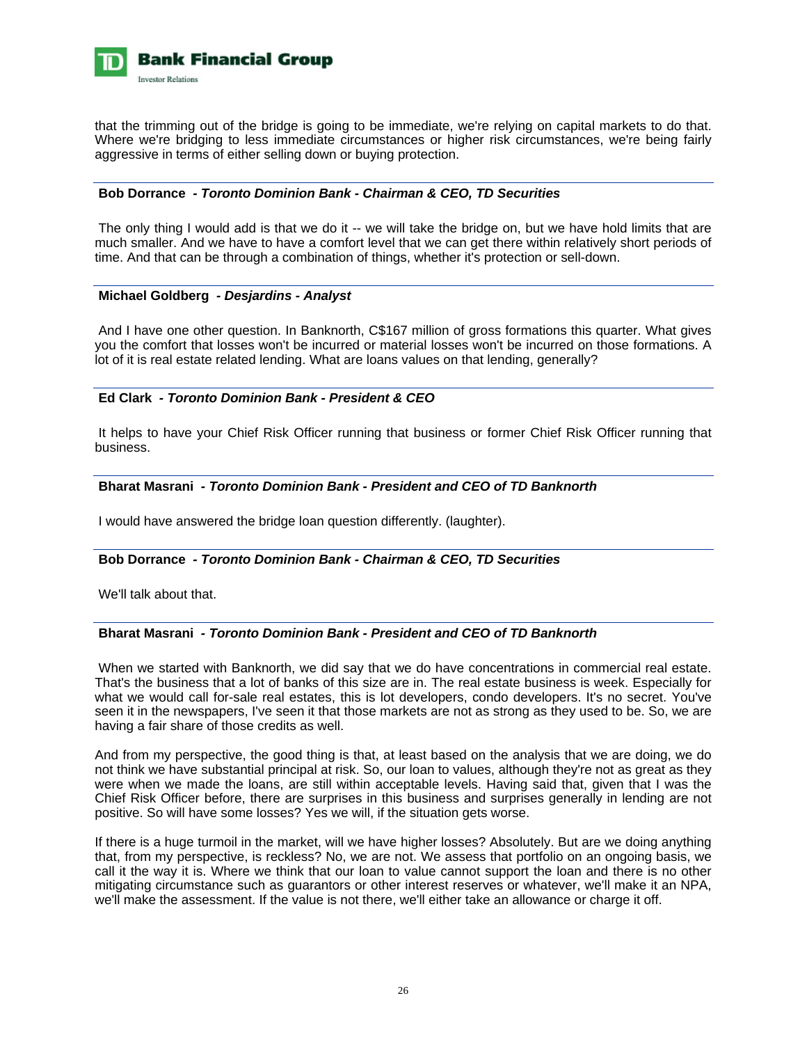that the trimming out of the bridge is going to be immediate, we're relying on capital markets to do that. Where we're bridging to less immediate circumstances or higher risk circumstances, we're being fairly aggressive in terms of either selling down or buying protection.

---

**Bob Dorrance** *- Toronto Dominion Bank - Chairman & CEO, TD Securities*

The only thing I would add is that we do it -- we will take the bridge on, but we have hold limits that are much smaller. And we have to have a comfort level that we can get there within relatively short periods of time. And that can be through a combination of things, whether it's protection or sell-down.

---

**Michael Goldberg** *- Desjardins - Analyst*

And I have one other question. In Banknorth, C$167 million of gross formations this quarter. What gives you the comfort that losses won't be incurred or material losses won't be incurred on those formations. A lot of it is real estate related lending. What are loans values on that lending, generally?

---

**Ed Clark** *- Toronto Dominion Bank - President & CEO*

It helps to have your Chief Risk Officer running that business or former Chief Risk Officer running that business.

---

**Bharat Masrani** *- Toronto Dominion Bank - President and CEO of TD Banknorth*

I would have answered the bridge loan question differently. (laughter).

---

**Bob Dorrance** *- Toronto Dominion Bank - Chairman & CEO, TD Securities*

We'll talk about that.

---

**Bharat Masrani** *- Toronto Dominion Bank - President and CEO of TD Banknorth*

When we started with Banknorth, we did say that we do have concentrations in commercial real estate. That's the business that a lot of banks of this size are in. The real estate business is week. Especially for what we would call for-sale real estates, this is lot developers, condo developers. It's no secret. You've seen it in the newspapers, I've seen it that those markets are not as strong as they used to be. So, we are having a fair share of those credits as well.

And from my perspective, the good thing is that, at least based on the analysis that we are doing, we do not think we have substantial principal at risk. So, our loan to values, although they're not as great as they were when we made the loans, are still within acceptable levels. Having said that, given that I was the Chief Risk Officer before, there are surprises in this business and surprises generally in lending are not positive. So will have some losses? Yes we will, if the situation gets worse.

If there is a huge turmoil in the market, will we have higher losses? Absolutely. But are we doing anything that, from my perspective, is reckless? No, we are not. We assess that portfolio on an ongoing basis, we call it the way it is. Where we think that our loan to value cannot support the loan and there is no other mitigating circumstance such as guarantors or other interest reserves or whatever, we'll make it an NPA, we'll make the assessment. If the value is not there, we'll either take an allowance or charge it off.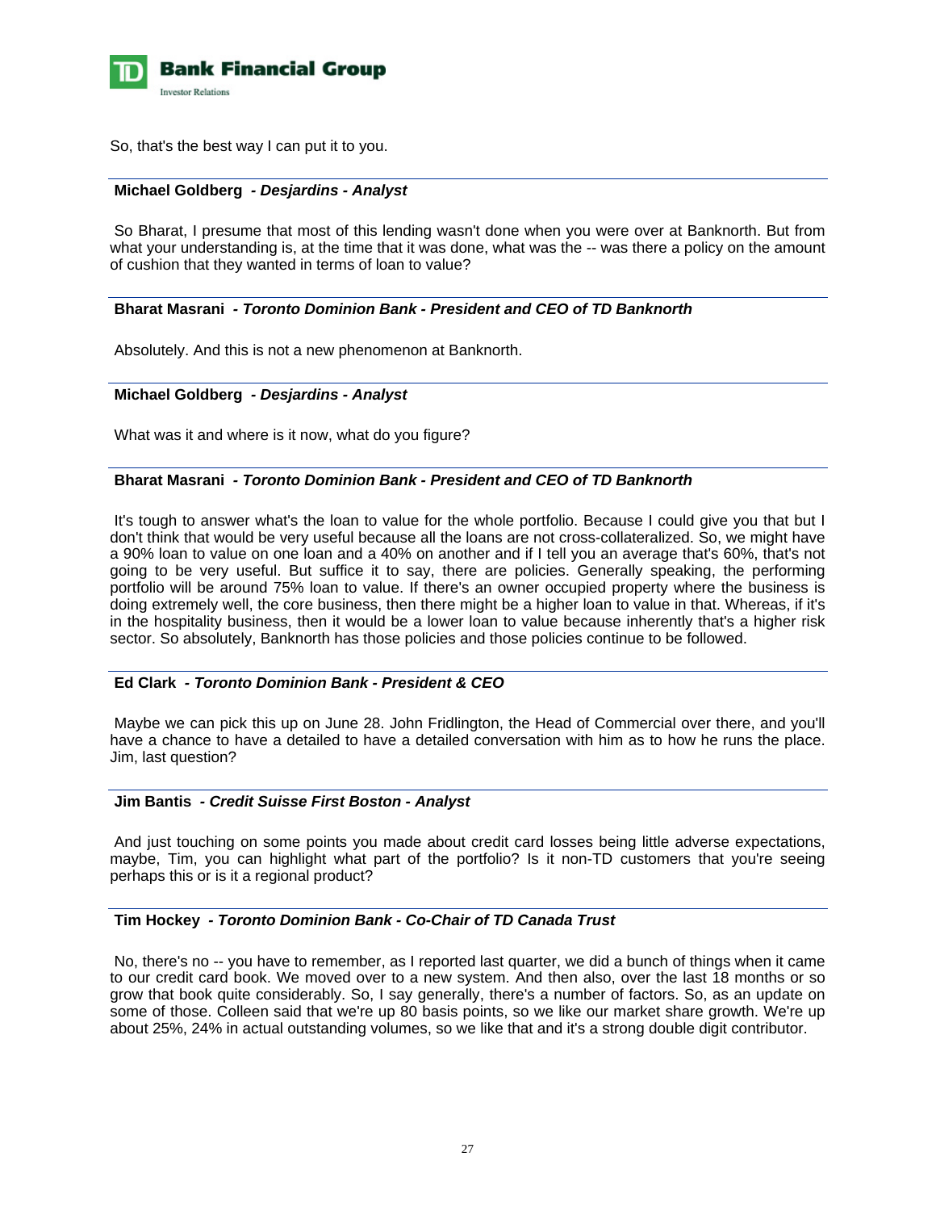So, that's the best way I can put it to you.

---

**Michael Goldberg** *- Desjardins - Analyst*

So Bharat, I presume that most of this lending wasn't done when you were over at Banknorth. But from what your understanding is, at the time that it was done, what was the -- was there a policy on the amount of cushion that they wanted in terms of loan to value?

---

**Bharat Masrani** *- Toronto Dominion Bank - President and CEO of TD Banknorth*

Absolutely. And this is not a new phenomenon at Banknorth.

---

**Michael Goldberg** *- Desjardins - Analyst*

What was it and where is it now, what do you figure?

---

**Bharat Masrani** *- Toronto Dominion Bank - President and CEO of TD Banknorth*

It's tough to answer what's the loan to value for the whole portfolio. Because I could give you that but I don't think that would be very useful because all the loans are not cross-collateralized. So, we might have a 90% loan to value on one loan and a 40% on another and if I tell you an average that's 60%, that's not going to be very useful. But suffice it to say, there are policies. Generally speaking, the performing portfolio will be around 75% loan to value. If there's an owner occupied property where the business is doing extremely well, the core business, then there might be a higher loan to value in that. Whereas, if it's in the hospitality business, then it would be a lower loan to value because inherently that's a higher risk sector. So absolutely, Banknorth has those policies and those policies continue to be followed.

---

**Ed Clark** *- Toronto Dominion Bank - President & CEO*

Maybe we can pick this up on June 28. John Fridlington, the Head of Commercial over there, and you'll have a chance to have a detailed to have a detailed conversation with him as to how he runs the place. Jim, last question?

---

**Jim Bantis** *- Credit Suisse First Boston - Analyst*

And just touching on some points you made about credit card losses being little adverse expectations, maybe, Tim, you can highlight what part of the portfolio? Is it non-TD customers that you're seeing perhaps this or is it a regional product?

---

**Tim Hockey** *- Toronto Dominion Bank - Co-Chair of TD Canada Trust*

No, there's no -- you have to remember, as I reported last quarter, we did a bunch of things when it came to our credit card book. We moved over to a new system. And then also, over the last 18 months or so grow that book quite considerably. So, I say generally, there's a number of factors. So, as an update on some of those. Colleen said that we're up 80 basis points, so we like our market share growth. We're up about 25%, 24% in actual outstanding volumes, so we like that and it's a strong double digit contributor.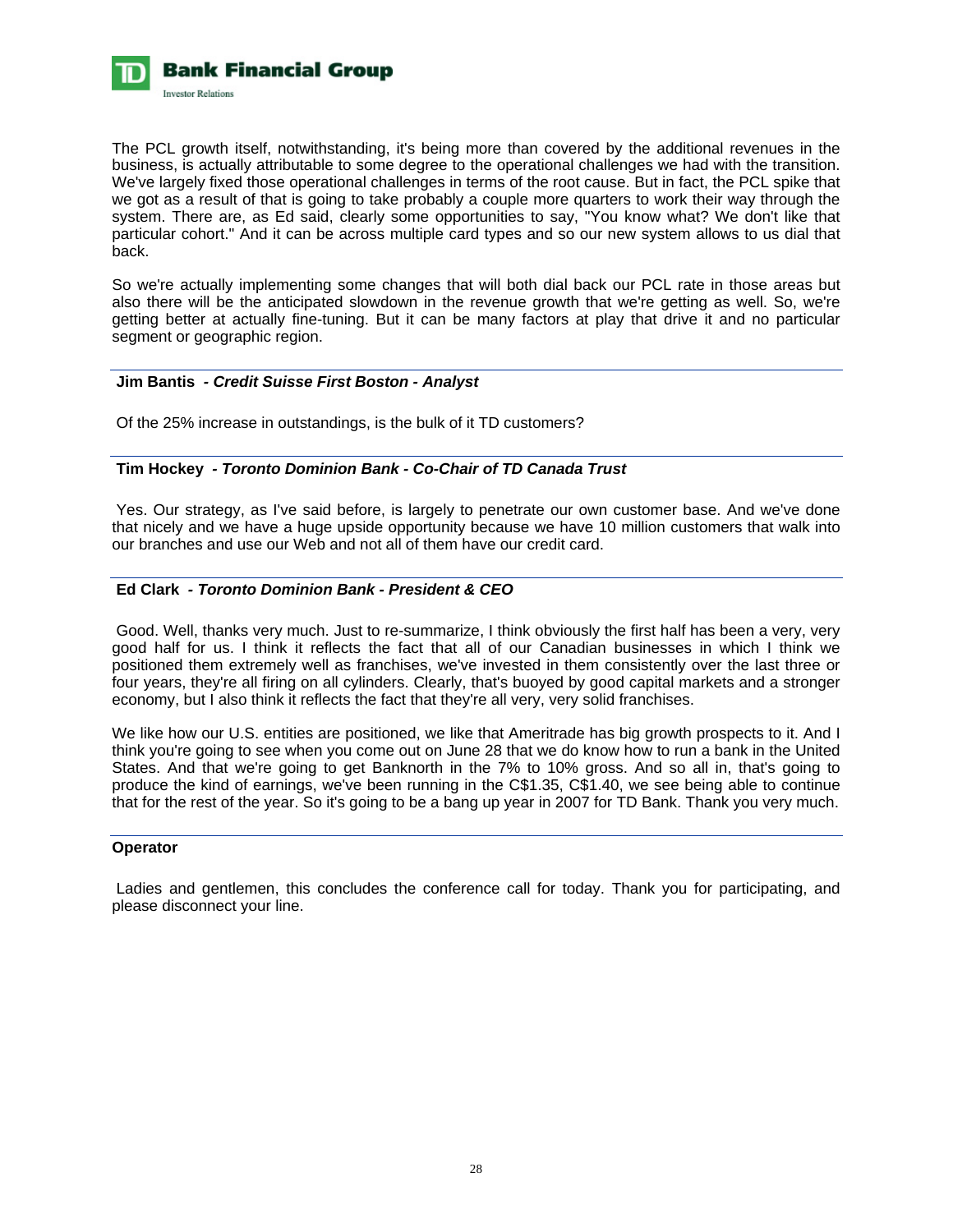The PCL growth itself, notwithstanding, it's being more than covered by the additional revenues in the business, is actually attributable to some degree to the operational challenges we had with the transition. We've largely fixed those operational challenges in terms of the root cause. But in fact, the PCL spike that we got as a result of that is going to take probably a couple more quarters to work their way through the system. There are, as Ed said, clearly some opportunities to say, "You know what? We don't like that particular cohort." And it can be across multiple card types and so our new system allows to us dial that back.

So we're actually implementing some changes that will both dial back our PCL rate in those areas but also there will be the anticipated slowdown in the revenue growth that we're getting as well. So, we're getting better at actually fine-tuning. But it can be many factors at play that drive it and no particular segment or geographic region.

---

**Jim Bantis** *- Credit Suisse First Boston - Analyst*

Of the 25% increase in outstandings, is the bulk of it TD customers?

---

**Tim Hockey** *- Toronto Dominion Bank - Co-Chair of TD Canada Trust*

Yes. Our strategy, as I've said before, is largely to penetrate our own customer base. And we've done that nicely and we have a huge upside opportunity because we have 10 million customers that walk into our branches and use our Web and not all of them have our credit card.

---

**Ed Clark** *- Toronto Dominion Bank - President & CEO*

Good. Well, thanks very much. Just to re-summarize, I think obviously the first half has been a very, very good half for us. I think it reflects the fact that all of our Canadian businesses in which I think we positioned them extremely well as franchises, we've invested in them consistently over the last three or four years, they're all firing on all cylinders. Clearly, that's buoyed by good capital markets and a stronger economy, but I also think it reflects the fact that they're all very, very solid franchises.

We like how our U.S. entities are positioned, we like that Ameritrade has big growth prospects to it. And I think you're going to see when you come out on June 28 that we do know how to run a bank in the United States. And that we're going to get Banknorth in the 7% to 10% gross. And so all in, that's going to produce the kind of earnings, we've been running in the C$1.35, C$1.40, we see being able to continue that for the rest of the year. So it's going to be a bang up year in 2007 for TD Bank. Thank you very much.

---

**Operator**

Ladies and gentlemen, this concludes the conference call for today. Thank you for participating, and please disconnect your line.